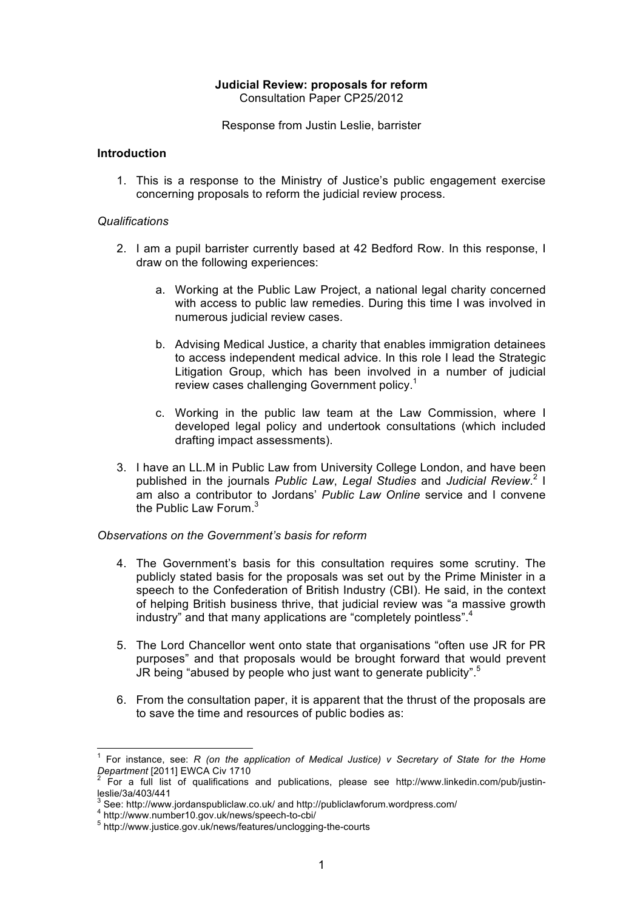**Judicial Review: proposals for reform**
Consultation Paper CP25/2012

Response from Justin Leslie, barrister

## Introduction

1. This is a response to the Ministry of Justice's public engagement exercise concerning proposals to reform the judicial review process.

### *Qualifications*

2. I am a pupil barrister currently based at 42 Bedford Row. In this response, I draw on the following experiences:

    a. Working at the Public Law Project, a national legal charity concerned with access to public law remedies. During this time I was involved in numerous judicial review cases.

    b. Advising Medical Justice, a charity that enables immigration detainees to access independent medical advice. In this role I lead the Strategic Litigation Group, which has been involved in a number of judicial review cases challenging Government policy.[1]

    c. Working in the public law team at the Law Commission, where I developed legal policy and undertook consultations (which included drafting impact assessments).

3. I have an LL.M in Public Law from University College London, and have been published in the journals *Public Law*, *Legal Studies* and *Judicial Review*.[2] I am also a contributor to Jordans' *Public Law Online* service and I convene the Public Law Forum.[3]

### *Observations on the Government's basis for reform*

4. The Government's basis for this consultation requires some scrutiny. The publicly stated basis for the proposals was set out by the Prime Minister in a speech to the Confederation of British Industry (CBI). He said, in the context of helping British business thrive, that judicial review was "a massive growth industry" and that many applications are "completely pointless".[4]

5. The Lord Chancellor went onto state that organisations "often use JR for PR purposes" and that proposals would be brought forward that would prevent JR being "abused by people who just want to generate publicity".[5]

6. From the consultation paper, it is apparent that the thrust of the proposals are to save the time and resources of public bodies as:

---

[1] For instance, see: *R (on the application of Medical Justice) v Secretary of State for the Home Department* [2011] EWCA Civ 1710

[2] For a full list of qualifications and publications, please see http://www.linkedin.com/pub/justin-leslie/3a/403/441

[3] See: http://www.jordanspubliclaw.co.uk/ and http://publiclawforum.wordpress.com/

[4] http://www.number10.gov.uk/news/speech-to-cbi/

[5] http://www.justice.gov.uk/news/features/unclogging-the-courts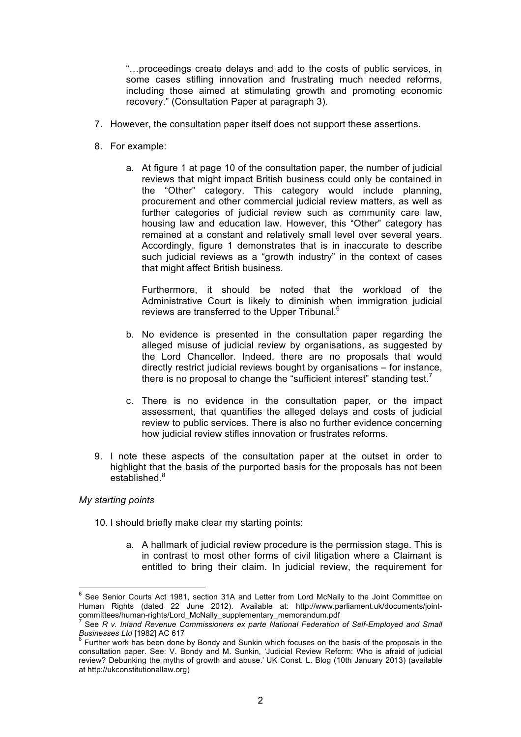"…proceedings create delays and add to the costs of public services, in some cases stifling innovation and frustrating much needed reforms, including those aimed at stimulating growth and promoting economic recovery." (Consultation Paper at paragraph 3).

7. However, the consultation paper itself does not support these assertions.

8. For example:

   a. At figure 1 at page 10 of the consultation paper, the number of judicial reviews that might impact British business could only be contained in the "Other" category. This category would include planning, procurement and other commercial judicial review matters, as well as further categories of judicial review such as community care law, housing law and education law. However, this "Other" category has remained at a constant and relatively small level over several years. Accordingly, figure 1 demonstrates that is in inaccurate to describe such judicial reviews as a "growth industry" in the context of cases that might affect British business.

      Furthermore, it should be noted that the workload of the Administrative Court is likely to diminish when immigration judicial reviews are transferred to the Upper Tribunal.[6]

   b. No evidence is presented in the consultation paper regarding the alleged misuse of judicial review by organisations, as suggested by the Lord Chancellor. Indeed, there are no proposals that would directly restrict judicial reviews bought by organisations – for instance, there is no proposal to change the "sufficient interest" standing test.[7]

   c. There is no evidence in the consultation paper, or the impact assessment, that quantifies the alleged delays and costs of judicial review to public services. There is also no further evidence concerning how judicial review stifles innovation or frustrates reforms.

9. I note these aspects of the consultation paper at the outset in order to highlight that the basis of the purported basis for the proposals has not been established.[8]

*My starting points*

10. I should briefly make clear my starting points:

    a. A hallmark of judicial review procedure is the permission stage. This is in contrast to most other forms of civil litigation where a Claimant is entitled to bring their claim. In judicial review, the requirement for

---

[6] See Senior Courts Act 1981, section 31A and Letter from Lord McNally to the Joint Committee on Human Rights (dated 22 June 2012). Available at: http://www.parliament.uk/documents/joint-committees/human-rights/Lord_McNally_supplementary_memorandum.pdf

[7] See *R v. Inland Revenue Commissioners ex parte National Federation of Self-Employed and Small Businesses Ltd* [1982] AC 617

[8] Further work has been done by Bondy and Sunkin which focuses on the basis of the proposals in the consultation paper. See: V. Bondy and M. Sunkin, 'Judicial Review Reform: Who is afraid of judicial review? Debunking the myths of growth and abuse.' UK Const. L. Blog (10th January 2013) (available at http://ukconstitutionallaw.org)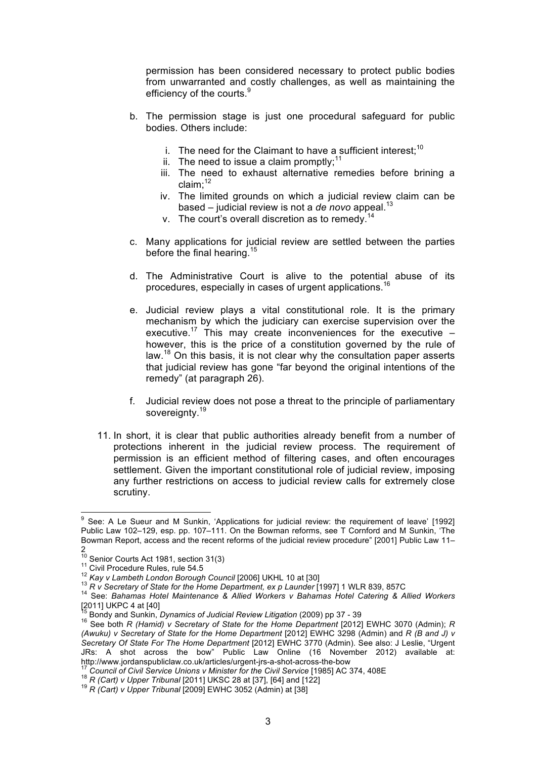permission has been considered necessary to protect public bodies from unwarranted and costly challenges, as well as maintaining the efficiency of the courts.[9]

b. The permission stage is just one procedural safeguard for public bodies. Others include:

   i. The need for the Claimant to have a sufficient interest;[10]
   ii. The need to issue a claim promptly;[11]
   iii. The need to exhaust alternative remedies before brining a claim;[12]
   iv. The limited grounds on which a judicial review claim can be based – judicial review is not a *de novo* appeal.[13]
   v. The court's overall discretion as to remedy.[14]

c. Many applications for judicial review are settled between the parties before the final hearing.[15]

d. The Administrative Court is alive to the potential abuse of its procedures, especially in cases of urgent applications.[16]

e. Judicial review plays a vital constitutional role. It is the primary mechanism by which the judiciary can exercise supervision over the executive.[17] This may create inconveniences for the executive – however, this is the price of a constitution governed by the rule of law.[18] On this basis, it is not clear why the consultation paper asserts that judicial review has gone "far beyond the original intentions of the remedy" (at paragraph 26).

f. Judicial review does not pose a threat to the principle of parliamentary sovereignty.[19]

11. In short, it is clear that public authorities already benefit from a number of protections inherent in the judicial review process. The requirement of permission is an efficient method of filtering cases, and often encourages settlement. Given the important constitutional role of judicial review, imposing any further restrictions on access to judicial review calls for extremely close scrutiny.

---

[9] See: A Le Sueur and M Sunkin, 'Applications for judicial review: the requirement of leave' [1992] Public Law 102–129, esp. pp. 107–111. On the Bowman reforms, see T Cornford and M Sunkin, 'The Bowman Report, access and the recent reforms of the judicial review procedure" [2001] Public Law 11–2

[10] Senior Courts Act 1981, section 31(3)

[11] Civil Procedure Rules, rule 54.5

[12] *Kay v Lambeth London Borough Council* [2006] UKHL 10 at [30]

[13] *R v Secretary of State for the Home Department, ex p Launder* [1997] 1 WLR 839, 857C

[14] See: *Bahamas Hotel Maintenance & Allied Workers v Bahamas Hotel Catering & Allied Workers* [2011] UKPC 4 at [40]

[15] Bondy and Sunkin, *Dynamics of Judicial Review Litigation* (2009) pp 37 - 39

[16] See both *R (Hamid) v Secretary of State for the Home Department* [2012] EWHC 3070 (Admin); *R (Awuku) v Secretary of State for the Home Department* [2012] EWHC 3298 (Admin) and *R (B and J) v Secretary Of State For The Home Department* [2012] EWHC 3770 (Admin). See also: J Leslie, "Urgent JRs: A shot across the bow" Public Law Online (16 November 2012) available at: http://www.jordanspubliclaw.co.uk/articles/urgent-jrs-a-shot-across-the-bow

[17] *Council of Civil Service Unions v Minister for the Civil Service* [1985] AC 374, 408E

[18] *R (Cart) v Upper Tribunal* [2011] UKSC 28 at [37], [64] and [122]

[19] *R (Cart) v Upper Tribunal* [2009] EWHC 3052 (Admin) at [38]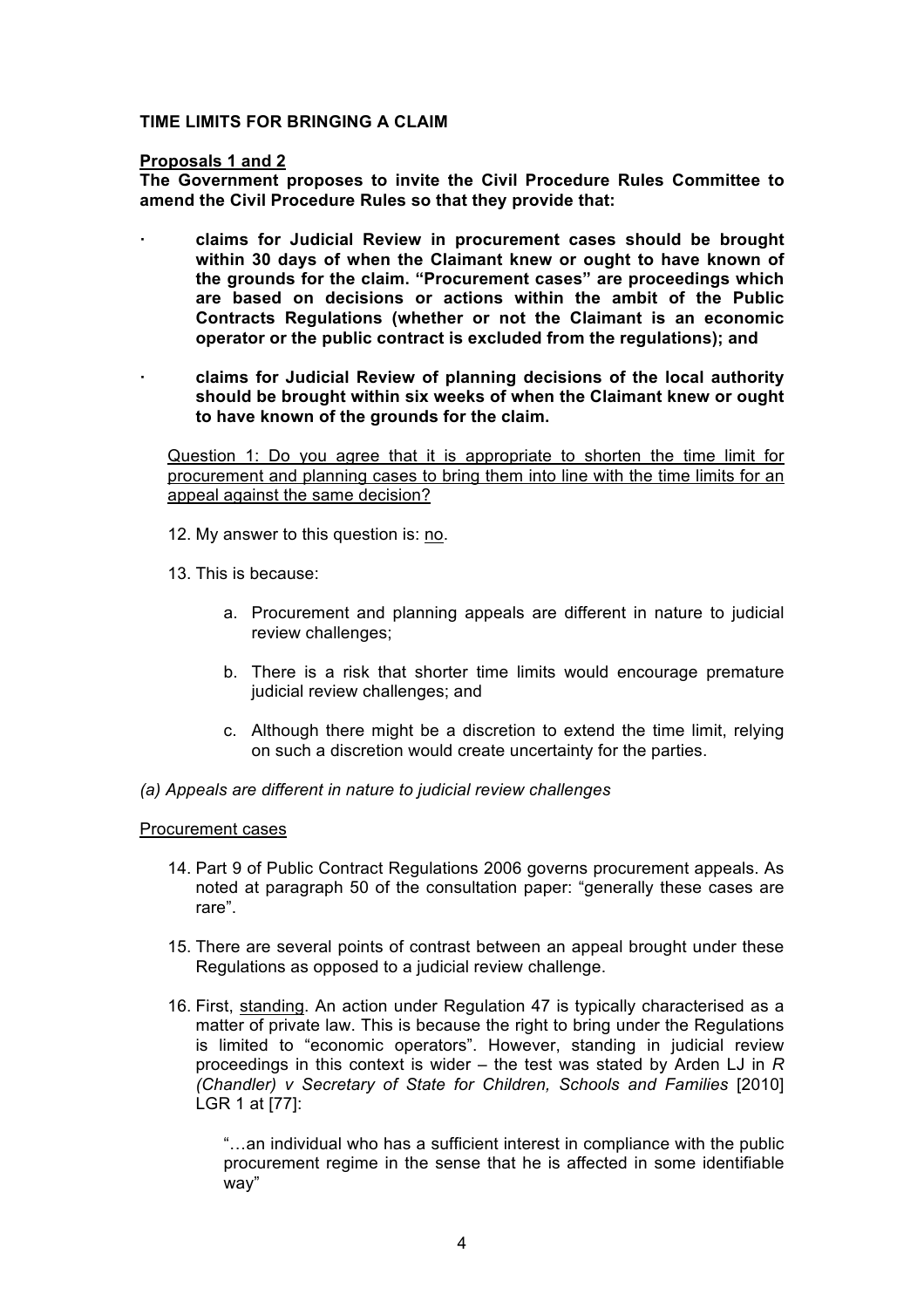**TIME LIMITS FOR BRINGING A CLAIM**

**Proposals 1 and 2**

**The Government proposes to invite the Civil Procedure Rules Committee to amend the Civil Procedure Rules so that they provide that:**

- **claims for Judicial Review in procurement cases should be brought within 30 days of when the Claimant knew or ought to have known of the grounds for the claim. "Procurement cases" are proceedings which are based on decisions or actions within the ambit of the Public Contracts Regulations (whether or not the Claimant is an economic operator or the public contract is excluded from the regulations); and**
- **claims for Judicial Review of planning decisions of the local authority should be brought within six weeks of when the Claimant knew or ought to have known of the grounds for the claim.**

<u>Question 1: Do you agree that it is appropriate to shorten the time limit for procurement and planning cases to bring them into line with the time limits for an appeal against the same decision?</u>

12. My answer to this question is: <u>no</u>.

13. This is because:

    a. Procurement and planning appeals are different in nature to judicial review challenges;

    b. There is a risk that shorter time limits would encourage premature judicial review challenges; and

    c. Although there might be a discretion to extend the time limit, relying on such a discretion would create uncertainty for the parties.

*(a) Appeals are different in nature to judicial review challenges*

<u>Procurement cases</u>

14. Part 9 of Public Contract Regulations 2006 governs procurement appeals. As noted at paragraph 50 of the consultation paper: "generally these cases are rare".

15. There are several points of contrast between an appeal brought under these Regulations as opposed to a judicial review challenge.

16. First, <u>standing</u>. An action under Regulation 47 is typically characterised as a matter of private law. This is because the right to bring under the Regulations is limited to "economic operators". However, standing in judicial review proceedings in this context is wider – the test was stated by Arden LJ in *R (Chandler) v Secretary of State for Children, Schools and Families* [2010] LGR 1 at [77]:

    > "…an individual who has a sufficient interest in compliance with the public procurement regime in the sense that he is affected in some identifiable way"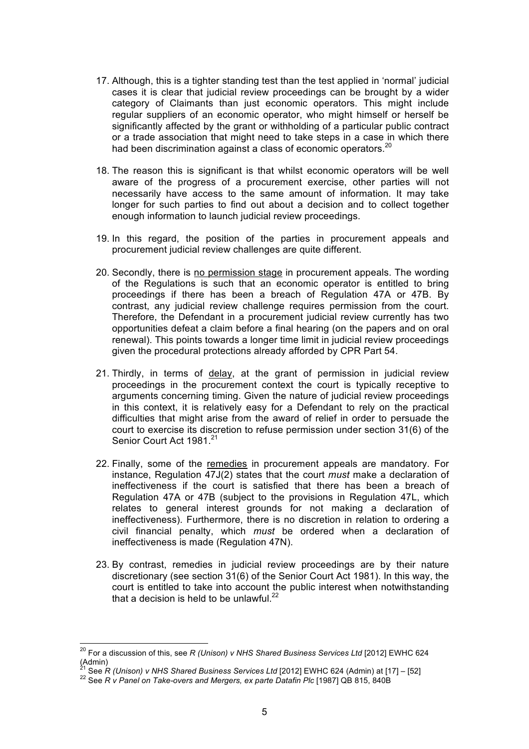17. Although, this is a tighter standing test than the test applied in 'normal' judicial cases it is clear that judicial review proceedings can be brought by a wider category of Claimants than just economic operators. This might include regular suppliers of an economic operator, who might himself or herself be significantly affected by the grant or withholding of a particular public contract or a trade association that might need to take steps in a case in which there had been discrimination against a class of economic operators.[20]

18. The reason this is significant is that whilst economic operators will be well aware of the progress of a procurement exercise, other parties will not necessarily have access to the same amount of information. It may take longer for such parties to find out about a decision and to collect together enough information to launch judicial review proceedings.

19. In this regard, the position of the parties in procurement appeals and procurement judicial review challenges are quite different.

20. Secondly, there is <u>no permission stage</u> in procurement appeals. The wording of the Regulations is such that an economic operator is entitled to bring proceedings if there has been a breach of Regulation 47A or 47B. By contrast, any judicial review challenge requires permission from the court. Therefore, the Defendant in a procurement judicial review currently has two opportunities defeat a claim before a final hearing (on the papers and on oral renewal). This points towards a longer time limit in judicial review proceedings given the procedural protections already afforded by CPR Part 54.

21. Thirdly, in terms of <u>delay</u>, at the grant of permission in judicial review proceedings in the procurement context the court is typically receptive to arguments concerning timing. Given the nature of judicial review proceedings in this context, it is relatively easy for a Defendant to rely on the practical difficulties that might arise from the award of relief in order to persuade the court to exercise its discretion to refuse permission under section 31(6) of the Senior Court Act 1981.[21]

22. Finally, some of the <u>remedies</u> in procurement appeals are mandatory. For instance, Regulation 47J(2) states that the court *must* make a declaration of ineffectiveness if the court is satisfied that there has been a breach of Regulation 47A or 47B (subject to the provisions in Regulation 47L, which relates to general interest grounds for not making a declaration of ineffectiveness). Furthermore, there is no discretion in relation to ordering a civil financial penalty, which *must* be ordered when a declaration of ineffectiveness is made (Regulation 47N).

23. By contrast, remedies in judicial review proceedings are by their nature discretionary (see section 31(6) of the Senior Court Act 1981). In this way, the court is entitled to take into account the public interest when notwithstanding that a decision is held to be unlawful.[22]

---

[20] For a discussion of this, see *R (Unison) v NHS Shared Business Services Ltd* [2012] EWHC 624 (Admin)

[21] See *R (Unison) v NHS Shared Business Services Ltd* [2012] EWHC 624 (Admin) at [17] – [52]

[22] See *R v Panel on Take-overs and Mergers, ex parte Datafin Plc* [1987] QB 815, 840B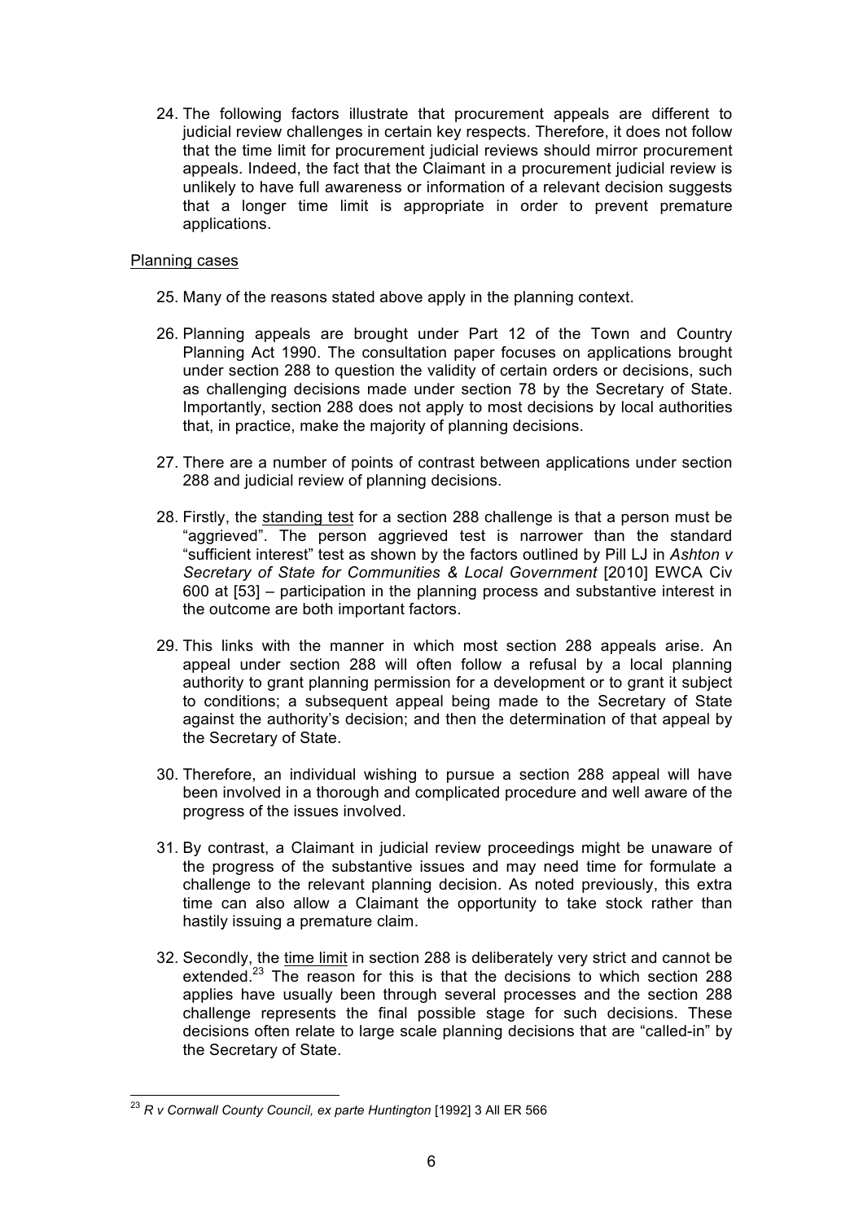24. The following factors illustrate that procurement appeals are different to judicial review challenges in certain key respects. Therefore, it does not follow that the time limit for procurement judicial reviews should mirror procurement appeals. Indeed, the fact that the Claimant in a procurement judicial review is unlikely to have full awareness or information of a relevant decision suggests that a longer time limit is appropriate in order to prevent premature applications.

<u>Planning cases</u>

25. Many of the reasons stated above apply in the planning context.

26. Planning appeals are brought under Part 12 of the Town and Country Planning Act 1990. The consultation paper focuses on applications brought under section 288 to question the validity of certain orders or decisions, such as challenging decisions made under section 78 by the Secretary of State. Importantly, section 288 does not apply to most decisions by local authorities that, in practice, make the majority of planning decisions.

27. There are a number of points of contrast between applications under section 288 and judicial review of planning decisions.

28. Firstly, the <u>standing test</u> for a section 288 challenge is that a person must be "aggrieved". The person aggrieved test is narrower than the standard "sufficient interest" test as shown by the factors outlined by Pill LJ in *Ashton v Secretary of State for Communities & Local Government* [2010] EWCA Civ 600 at [53] – participation in the planning process and substantive interest in the outcome are both important factors.

29. This links with the manner in which most section 288 appeals arise. An appeal under section 288 will often follow a refusal by a local planning authority to grant planning permission for a development or to grant it subject to conditions; a subsequent appeal being made to the Secretary of State against the authority's decision; and then the determination of that appeal by the Secretary of State.

30. Therefore, an individual wishing to pursue a section 288 appeal will have been involved in a thorough and complicated procedure and well aware of the progress of the issues involved.

31. By contrast, a Claimant in judicial review proceedings might be unaware of the progress of the substantive issues and may need time for formulate a challenge to the relevant planning decision. As noted previously, this extra time can also allow a Claimant the opportunity to take stock rather than hastily issuing a premature claim.

32. Secondly, the <u>time limit</u> in section 288 is deliberately very strict and cannot be extended.[23] The reason for this is that the decisions to which section 288 applies have usually been through several processes and the section 288 challenge represents the final possible stage for such decisions. These decisions often relate to large scale planning decisions that are "called-in" by the Secretary of State.

---

[23] *R v Cornwall County Council, ex parte Huntington* [1992] 3 All ER 566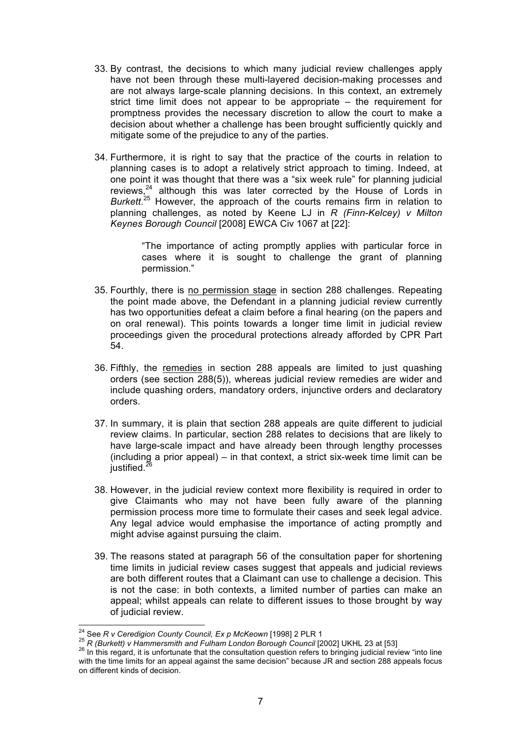33. By contrast, the decisions to which many judicial review challenges apply have not been through these multi-layered decision-making processes and are not always large-scale planning decisions. In this context, an extremely strict time limit does not appear to be appropriate – the requirement for promptness provides the necessary discretion to allow the court to make a decision about whether a challenge has been brought sufficiently quickly and mitigate some of the prejudice to any of the parties.

34. Furthermore, it is right to say that the practice of the courts in relation to planning cases is to adopt a relatively strict approach to timing. Indeed, at one point it was thought that there was a "six week rule" for planning judicial reviews,[24] although this was later corrected by the House of Lords in *Burkett*.[25] However, the approach of the courts remains firm in relation to planning challenges, as noted by Keene LJ in *R (Finn-Kelcey) v Milton Keynes Borough Council* [2008] EWCA Civ 1067 at [22]:

> "The importance of acting promptly applies with particular force in cases where it is sought to challenge the grant of planning permission."

35. Fourthly, there is <u>no permission stage</u> in section 288 challenges. Repeating the point made above, the Defendant in a planning judicial review currently has two opportunities defeat a claim before a final hearing (on the papers and on oral renewal). This points towards a longer time limit in judicial review proceedings given the procedural protections already afforded by CPR Part 54.

36. Fifthly, the <u>remedies</u> in section 288 appeals are limited to just quashing orders (see section 288(5)), whereas judicial review remedies are wider and include quashing orders, mandatory orders, injunctive orders and declaratory orders.

37. In summary, it is plain that section 288 appeals are quite different to judicial review claims. In particular, section 288 relates to decisions that are likely to have large-scale impact and have already been through lengthy processes (including a prior appeal) – in that context, a strict six-week time limit can be justified.[26]

38. However, in the judicial review context more flexibility is required in order to give Claimants who may not have been fully aware of the planning permission process more time to formulate their cases and seek legal advice. Any legal advice would emphasise the importance of acting promptly and might advise against pursuing the claim.

39. The reasons stated at paragraph 56 of the consultation paper for shortening time limits in judicial review cases suggest that appeals and judicial reviews are both different routes that a Claimant can use to challenge a decision. This is not the case: in both contexts, a limited number of parties can make an appeal; whilst appeals can relate to different issues to those brought by way of judicial review.

---

[24] See *R v Ceredigion County Council, Ex p McKeown* [1998] 2 PLR 1

[25] *R (Burkett) v Hammersmith and Fulham London Borough Council* [2002] UKHL 23 at [53]

[26] In this regard, it is unfortunate that the consultation question refers to bringing judicial review "into line with the time limits for an appeal against the same decision" because JR and section 288 appeals focus on different kinds of decision.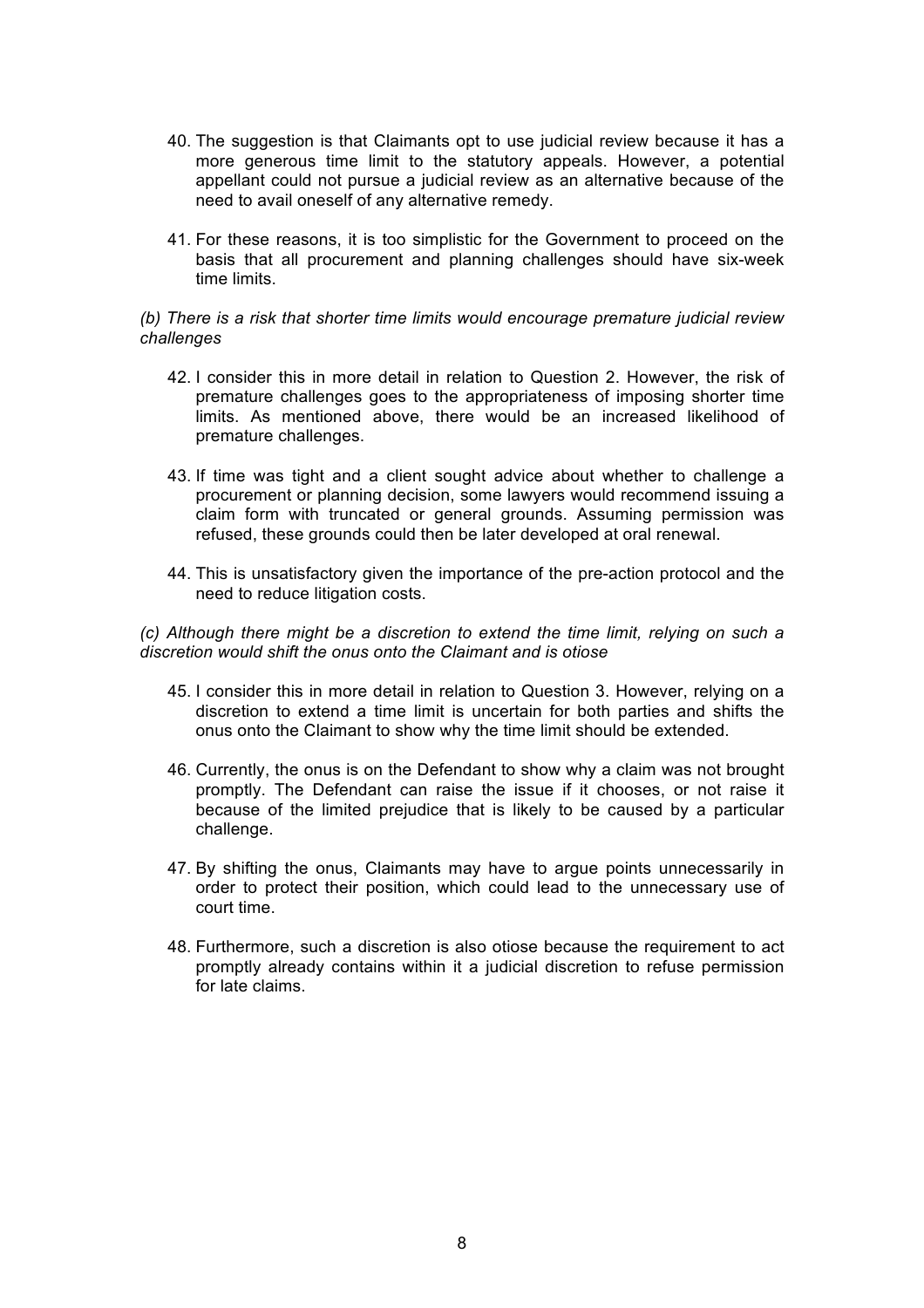40. The suggestion is that Claimants opt to use judicial review because it has a more generous time limit to the statutory appeals. However, a potential appellant could not pursue a judicial review as an alternative because of the need to avail oneself of any alternative remedy.

41. For these reasons, it is too simplistic for the Government to proceed on the basis that all procurement and planning challenges should have six-week time limits.

*(b) There is a risk that shorter time limits would encourage premature judicial review challenges*

42. I consider this in more detail in relation to Question 2. However, the risk of premature challenges goes to the appropriateness of imposing shorter time limits. As mentioned above, there would be an increased likelihood of premature challenges.

43. If time was tight and a client sought advice about whether to challenge a procurement or planning decision, some lawyers would recommend issuing a claim form with truncated or general grounds. Assuming permission was refused, these grounds could then be later developed at oral renewal.

44. This is unsatisfactory given the importance of the pre-action protocol and the need to reduce litigation costs.

*(c) Although there might be a discretion to extend the time limit, relying on such a discretion would shift the onus onto the Claimant and is otiose*

45. I consider this in more detail in relation to Question 3. However, relying on a discretion to extend a time limit is uncertain for both parties and shifts the onus onto the Claimant to show why the time limit should be extended.

46. Currently, the onus is on the Defendant to show why a claim was not brought promptly. The Defendant can raise the issue if it chooses, or not raise it because of the limited prejudice that is likely to be caused by a particular challenge.

47. By shifting the onus, Claimants may have to argue points unnecessarily in order to protect their position, which could lead to the unnecessary use of court time.

48. Furthermore, such a discretion is also otiose because the requirement to act promptly already contains within it a judicial discretion to refuse permission for late claims.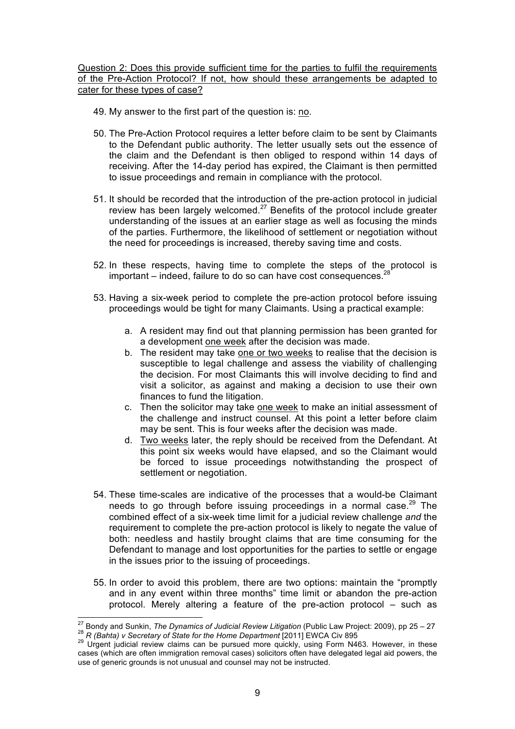<u>Question 2: Does this provide sufficient time for the parties to fulfil the requirements of the Pre-Action Protocol? If not, how should these arrangements be adapted to cater for these types of case?</u>

49. My answer to the first part of the question is: <u>no</u>.

50. The Pre-Action Protocol requires a letter before claim to be sent by Claimants to the Defendant public authority. The letter usually sets out the essence of the claim and the Defendant is then obliged to respond within 14 days of receiving. After the 14-day period has expired, the Claimant is then permitted to issue proceedings and remain in compliance with the protocol.

51. It should be recorded that the introduction of the pre-action protocol in judicial review has been largely welcomed.[27] Benefits of the protocol include greater understanding of the issues at an earlier stage as well as focusing the minds of the parties. Furthermore, the likelihood of settlement or negotiation without the need for proceedings is increased, thereby saving time and costs.

52. In these respects, having time to complete the steps of the protocol is important – indeed, failure to do so can have cost consequences.[28]

53. Having a six-week period to complete the pre-action protocol before issuing proceedings would be tight for many Claimants. Using a practical example:

    a. A resident may find out that planning permission has been granted for a development <u>one week</u> after the decision was made.
    b. The resident may take <u>one or two weeks</u> to realise that the decision is susceptible to legal challenge and assess the viability of challenging the decision. For most Claimants this will involve deciding to find and visit a solicitor, as against and making a decision to use their own finances to fund the litigation.
    c. Then the solicitor may take <u>one week</u> to make an initial assessment of the challenge and instruct counsel. At this point a letter before claim may be sent. This is four weeks after the decision was made.
    d. <u>Two weeks</u> later, the reply should be received from the Defendant. At this point six weeks would have elapsed, and so the Claimant would be forced to issue proceedings notwithstanding the prospect of settlement or negotiation.

54. These time-scales are indicative of the processes that a would-be Claimant needs to go through before issuing proceedings in a normal case.[29] The combined effect of a six-week time limit for a judicial review challenge *and* the requirement to complete the pre-action protocol is likely to negate the value of both: needless and hastily brought claims that are time consuming for the Defendant to manage and lost opportunities for the parties to settle or engage in the issues prior to the issuing of proceedings.

55. In order to avoid this problem, there are two options: maintain the "promptly and in any event within three months" time limit or abandon the pre-action protocol. Merely altering a feature of the pre-action protocol – such as

---

[27] Bondy and Sunkin, *The Dynamics of Judicial Review Litigation* (Public Law Project: 2009), pp 25 – 27

[28] *R (Bahta) v Secretary of State for the Home Department* [2011] EWCA Civ 895

[29] Urgent judicial review claims can be pursued more quickly, using Form N463. However, in these cases (which are often immigration removal cases) solicitors often have delegated legal aid powers, the use of generic grounds is not unusual and counsel may not be instructed.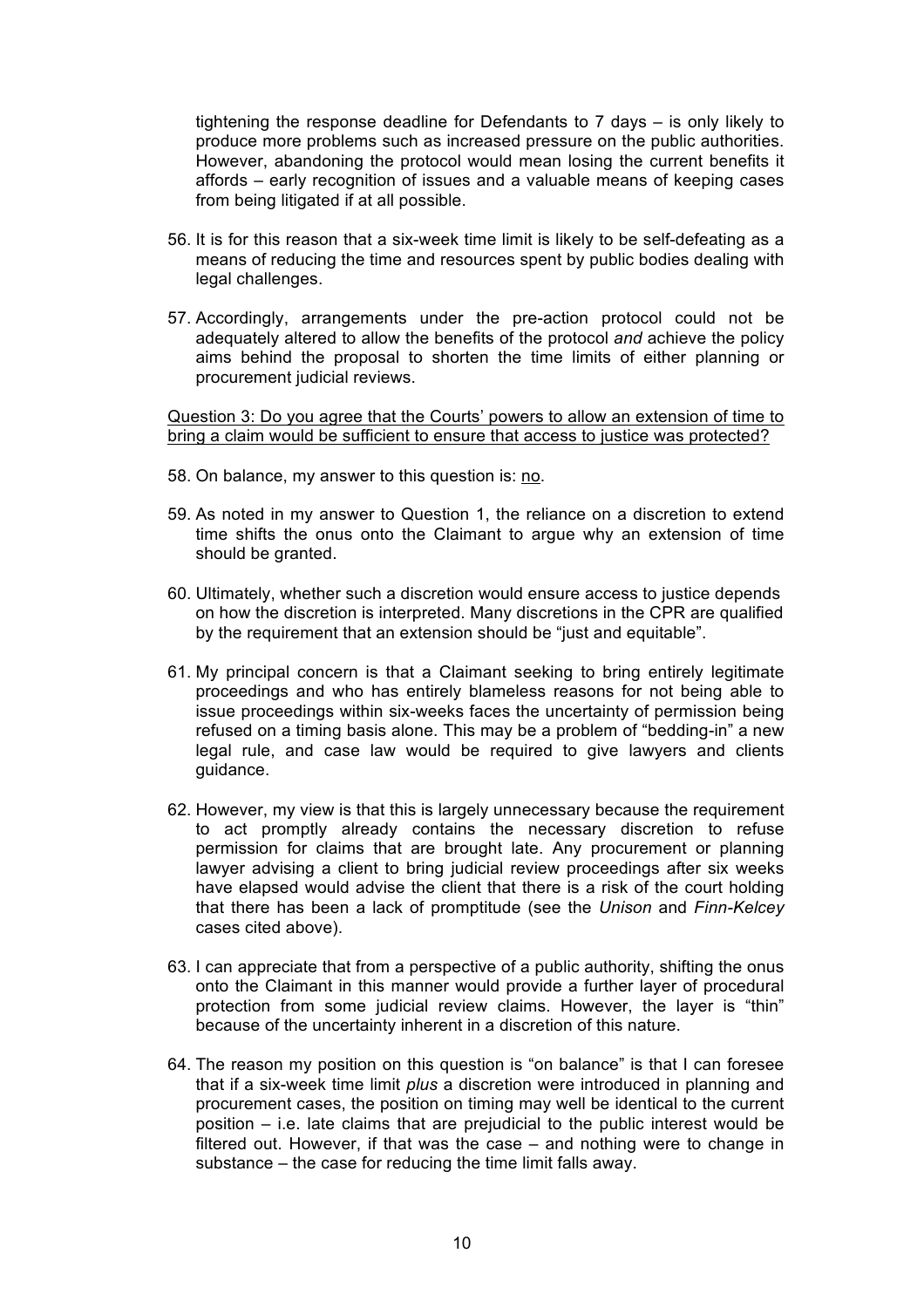tightening the response deadline for Defendants to 7 days – is only likely to produce more problems such as increased pressure on the public authorities. However, abandoning the protocol would mean losing the current benefits it affords – early recognition of issues and a valuable means of keeping cases from being litigated if at all possible.

56. It is for this reason that a six-week time limit is likely to be self-defeating as a means of reducing the time and resources spent by public bodies dealing with legal challenges.

57. Accordingly, arrangements under the pre-action protocol could not be adequately altered to allow the benefits of the protocol *and* achieve the policy aims behind the proposal to shorten the time limits of either planning or procurement judicial reviews.

<u>Question 3: Do you agree that the Courts' powers to allow an extension of time to bring a claim would be sufficient to ensure that access to justice was protected?</u>

58. On balance, my answer to this question is: <u>no</u>.

59. As noted in my answer to Question 1, the reliance on a discretion to extend time shifts the onus onto the Claimant to argue why an extension of time should be granted.

60. Ultimately, whether such a discretion would ensure access to justice depends on how the discretion is interpreted. Many discretions in the CPR are qualified by the requirement that an extension should be "just and equitable".

61. My principal concern is that a Claimant seeking to bring entirely legitimate proceedings and who has entirely blameless reasons for not being able to issue proceedings within six-weeks faces the uncertainty of permission being refused on a timing basis alone. This may be a problem of "bedding-in" a new legal rule, and case law would be required to give lawyers and clients guidance.

62. However, my view is that this is largely unnecessary because the requirement to act promptly already contains the necessary discretion to refuse permission for claims that are brought late. Any procurement or planning lawyer advising a client to bring judicial review proceedings after six weeks have elapsed would advise the client that there is a risk of the court holding that there has been a lack of promptitude (see the *Unison* and *Finn-Kelcey* cases cited above).

63. I can appreciate that from a perspective of a public authority, shifting the onus onto the Claimant in this manner would provide a further layer of procedural protection from some judicial review claims. However, the layer is "thin" because of the uncertainty inherent in a discretion of this nature.

64. The reason my position on this question is "on balance" is that I can foresee that if a six-week time limit *plus* a discretion were introduced in planning and procurement cases, the position on timing may well be identical to the current position – i.e. late claims that are prejudicial to the public interest would be filtered out. However, if that was the case – and nothing were to change in substance – the case for reducing the time limit falls away.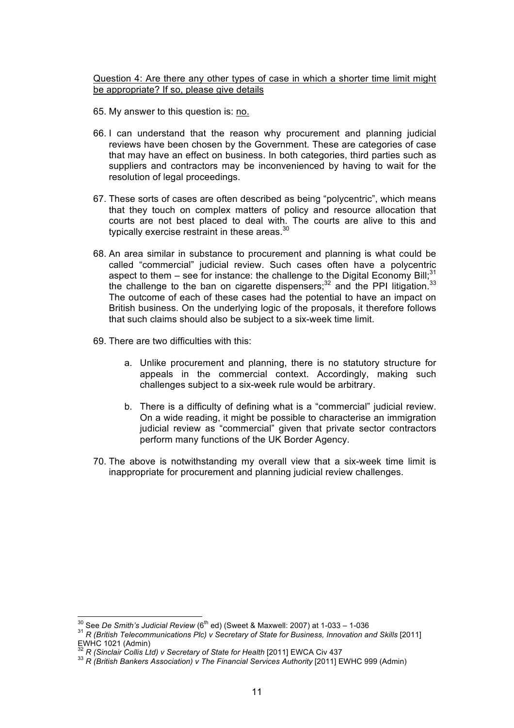<u>Question 4: Are there any other types of case in which a shorter time limit might be appropriate? If so, please give details</u>

65. My answer to this question is: <u>no.</u>

66. I can understand that the reason why procurement and planning judicial reviews have been chosen by the Government. These are categories of case that may have an effect on business. In both categories, third parties such as suppliers and contractors may be inconvenienced by having to wait for the resolution of legal proceedings.

67. These sorts of cases are often described as being "polycentric", which means that they touch on complex matters of policy and resource allocation that courts are not best placed to deal with. The courts are alive to this and typically exercise restraint in these areas.[30]

68. An area similar in substance to procurement and planning is what could be called "commercial" judicial review. Such cases often have a polycentric aspect to them – see for instance: the challenge to the Digital Economy Bill;[31] the challenge to the ban on cigarette dispensers;[32] and the PPI litigation.[33] The outcome of each of these cases had the potential to have an impact on British business. On the underlying logic of the proposals, it therefore follows that such claims should also be subject to a six-week time limit.

69. There are two difficulties with this:

    a. Unlike procurement and planning, there is no statutory structure for appeals in the commercial context. Accordingly, making such challenges subject to a six-week rule would be arbitrary.

    b. There is a difficulty of defining what is a "commercial" judicial review. On a wide reading, it might be possible to characterise an immigration judicial review as "commercial" given that private sector contractors perform many functions of the UK Border Agency.

70. The above is notwithstanding my overall view that a six-week time limit is inappropriate for procurement and planning judicial review challenges.

---

[30] See *De Smith's Judicial Review* (6th ed) (Sweet & Maxwell: 2007) at 1-033 – 1-036

[31] *R (British Telecommunications Plc) v Secretary of State for Business, Innovation and Skills* [2011] EWHC 1021 (Admin)

[32] *R (Sinclair Collis Ltd) v Secretary of State for Health* [2011] EWCA Civ 437

[33] *R (British Bankers Association) v The Financial Services Authority* [2011] EWHC 999 (Admin)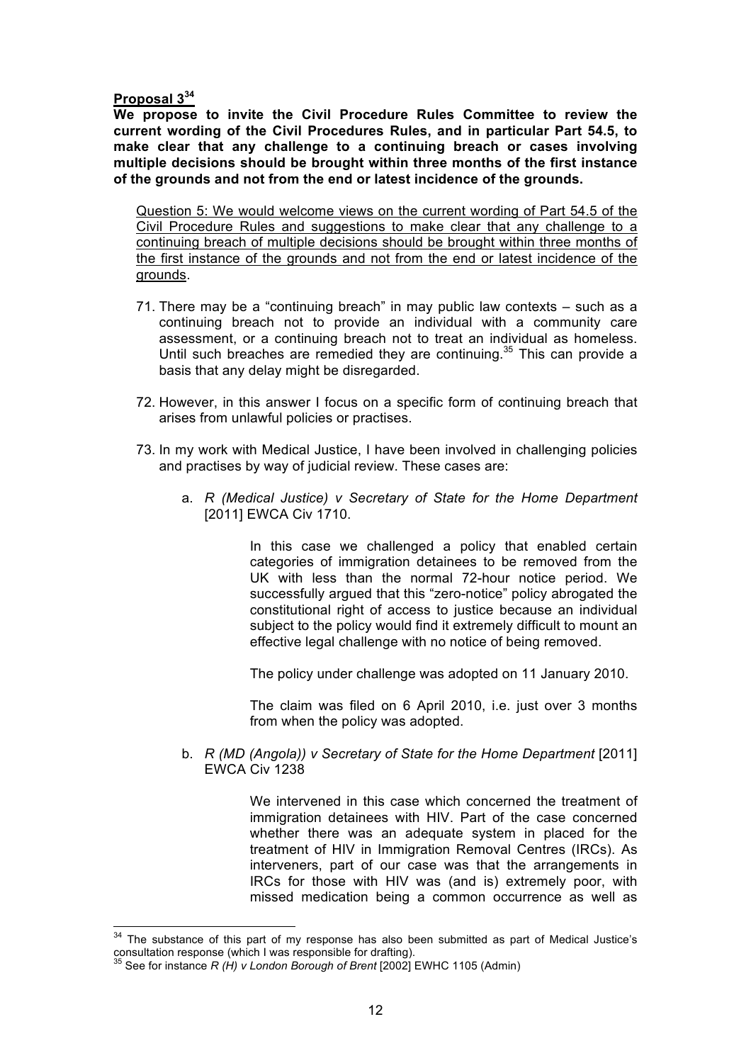**Proposal 3[34]**

**We propose to invite the Civil Procedure Rules Committee to review the current wording of the Civil Procedures Rules, and in particular Part 54.5, to make clear that any challenge to a continuing breach or cases involving multiple decisions should be brought within three months of the first instance of the grounds and not from the end or latest incidence of the grounds.**

<u>Question 5: We would welcome views on the current wording of Part 54.5 of the Civil Procedure Rules and suggestions to make clear that any challenge to a continuing breach of multiple decisions should be brought within three months of the first instance of the grounds and not from the end or latest incidence of the grounds</u>.

71. There may be a "continuing breach" in may public law contexts – such as a continuing breach not to provide an individual with a community care assessment, or a continuing breach not to treat an individual as homeless. Until such breaches are remedied they are continuing.[35] This can provide a basis that any delay might be disregarded.

72. However, in this answer I focus on a specific form of continuing breach that arises from unlawful policies or practises.

73. In my work with Medical Justice, I have been involved in challenging policies and practises by way of judicial review. These cases are:

    a. *R (Medical Justice) v Secretary of State for the Home Department* [2011] EWCA Civ 1710.

       In this case we challenged a policy that enabled certain categories of immigration detainees to be removed from the UK with less than the normal 72-hour notice period. We successfully argued that this "zero-notice" policy abrogated the constitutional right of access to justice because an individual subject to the policy would find it extremely difficult to mount an effective legal challenge with no notice of being removed.

       The policy under challenge was adopted on 11 January 2010.

       The claim was filed on 6 April 2010, i.e. just over 3 months from when the policy was adopted.

    b. *R (MD (Angola)) v Secretary of State for the Home Department* [2011] EWCA Civ 1238

       We intervened in this case which concerned the treatment of immigration detainees with HIV. Part of the case concerned whether there was an adequate system in placed for the treatment of HIV in Immigration Removal Centres (IRCs). As interveners, part of our case was that the arrangements in IRCs for those with HIV was (and is) extremely poor, with missed medication being a common occurrence as well as

---

[34] The substance of this part of my response has also been submitted as part of Medical Justice's consultation response (which I was responsible for drafting).

[35] See for instance *R (H) v London Borough of Brent* [2002] EWHC 1105 (Admin)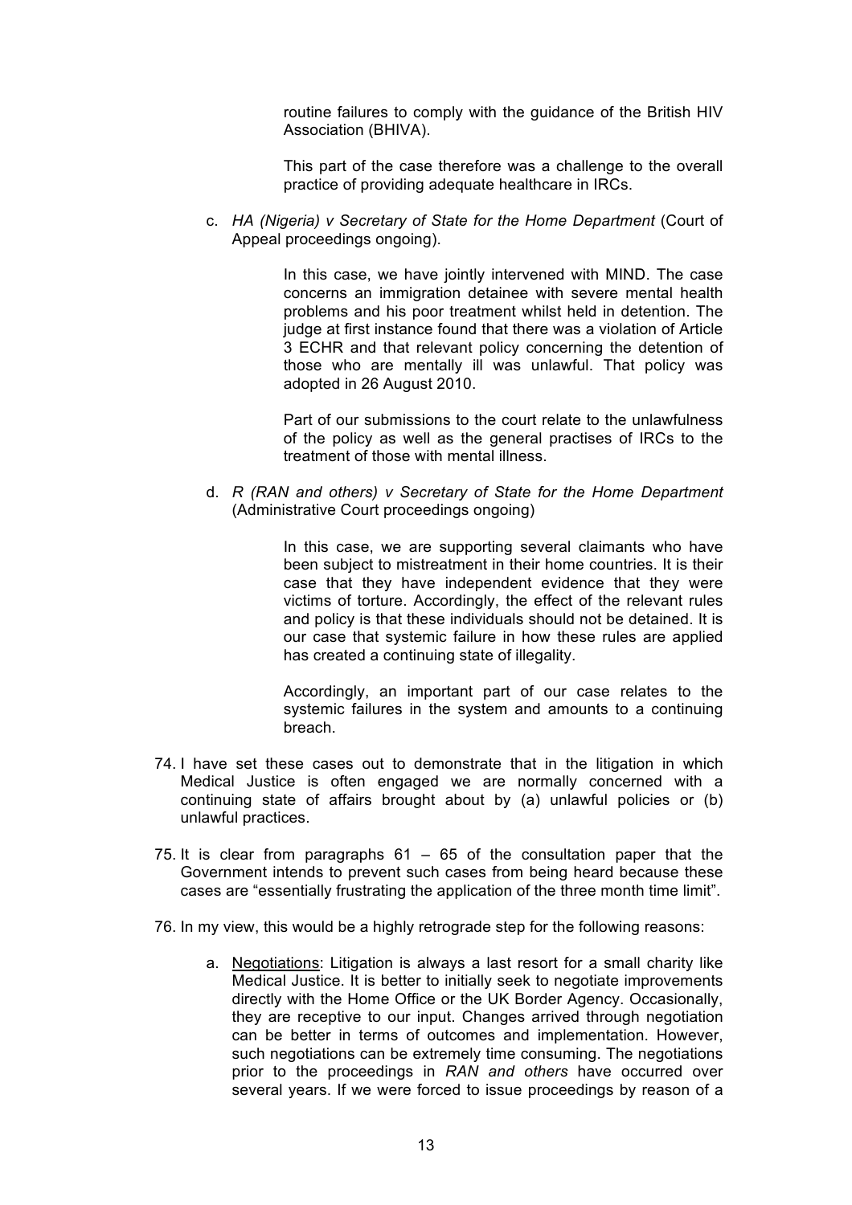routine failures to comply with the guidance of the British HIV Association (BHIVA).

This part of the case therefore was a challenge to the overall practice of providing adequate healthcare in IRCs.

c. *HA (Nigeria) v Secretary of State for the Home Department* (Court of Appeal proceedings ongoing).

   In this case, we have jointly intervened with MIND. The case concerns an immigration detainee with severe mental health problems and his poor treatment whilst held in detention. The judge at first instance found that there was a violation of Article 3 ECHR and that relevant policy concerning the detention of those who are mentally ill was unlawful. That policy was adopted in 26 August 2010.

   Part of our submissions to the court relate to the unlawfulness of the policy as well as the general practises of IRCs to the treatment of those with mental illness.

d. *R (RAN and others) v Secretary of State for the Home Department* (Administrative Court proceedings ongoing)

   In this case, we are supporting several claimants who have been subject to mistreatment in their home countries. It is their case that they have independent evidence that they were victims of torture. Accordingly, the effect of the relevant rules and policy is that these individuals should not be detained. It is our case that systemic failure in how these rules are applied has created a continuing state of illegality.

   Accordingly, an important part of our case relates to the systemic failures in the system and amounts to a continuing breach.

74. I have set these cases out to demonstrate that in the litigation in which Medical Justice is often engaged we are normally concerned with a continuing state of affairs brought about by (a) unlawful policies or (b) unlawful practices.

75. It is clear from paragraphs 61 – 65 of the consultation paper that the Government intends to prevent such cases from being heard because these cases are "essentially frustrating the application of the three month time limit".

76. In my view, this would be a highly retrograde step for the following reasons:

   a. <u>Negotiations</u>: Litigation is always a last resort for a small charity like Medical Justice. It is better to initially seek to negotiate improvements directly with the Home Office or the UK Border Agency. Occasionally, they are receptive to our input. Changes arrived through negotiation can be better in terms of outcomes and implementation. However, such negotiations can be extremely time consuming. The negotiations prior to the proceedings in *RAN and others* have occurred over several years. If we were forced to issue proceedings by reason of a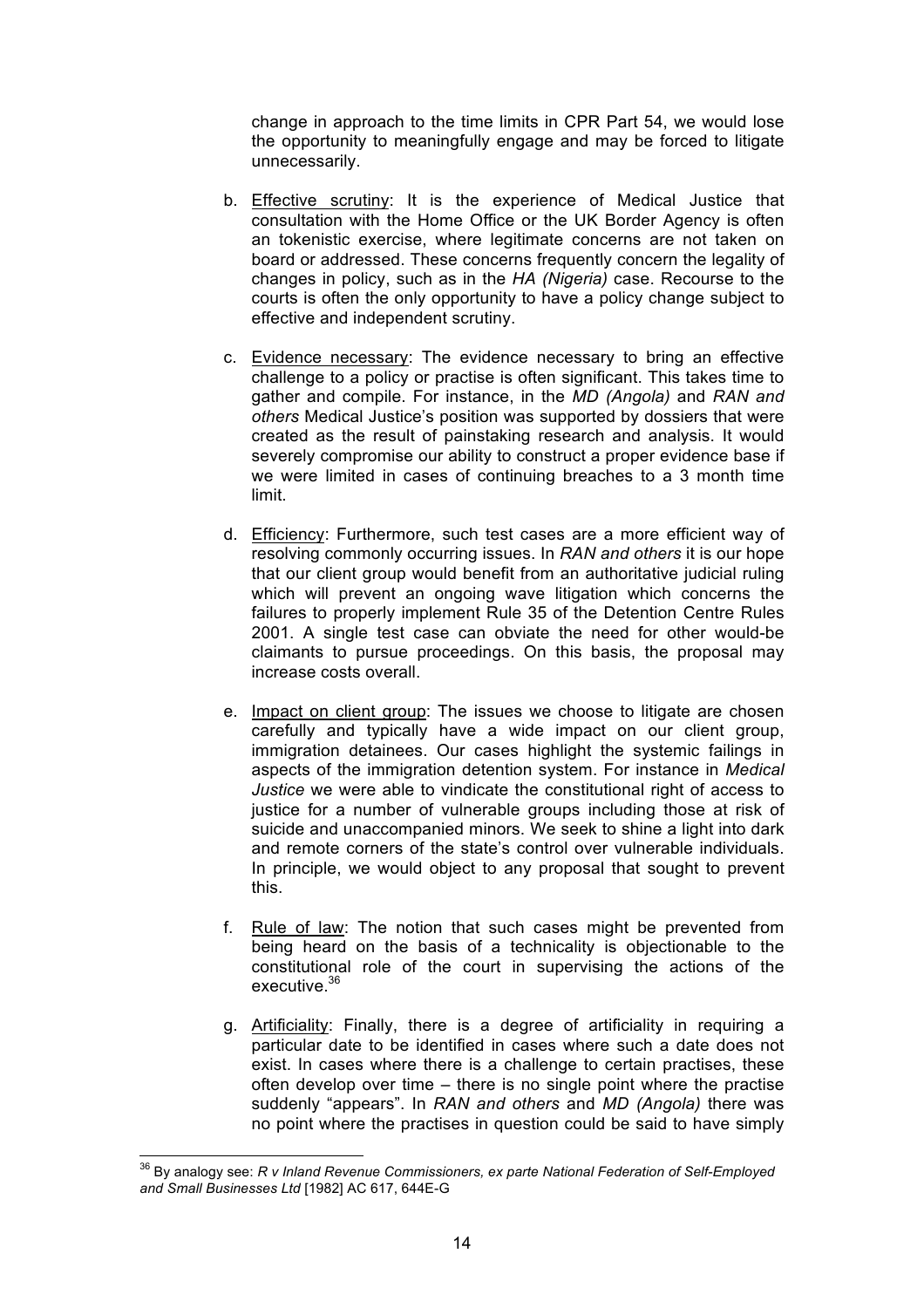change in approach to the time limits in CPR Part 54, we would lose the opportunity to meaningfully engage and may be forced to litigate unnecessarily.

b. <u>Effective scrutiny</u>: It is the experience of Medical Justice that consultation with the Home Office or the UK Border Agency is often an tokenistic exercise, where legitimate concerns are not taken on board or addressed. These concerns frequently concern the legality of changes in policy, such as in the *HA (Nigeria)* case. Recourse to the courts is often the only opportunity to have a policy change subject to effective and independent scrutiny.

c. <u>Evidence necessary</u>: The evidence necessary to bring an effective challenge to a policy or practise is often significant. This takes time to gather and compile. For instance, in the *MD (Angola)* and *RAN and others* Medical Justice's position was supported by dossiers that were created as the result of painstaking research and analysis. It would severely compromise our ability to construct a proper evidence base if we were limited in cases of continuing breaches to a 3 month time limit.

d. <u>Efficiency</u>: Furthermore, such test cases are a more efficient way of resolving commonly occurring issues. In *RAN and others* it is our hope that our client group would benefit from an authoritative judicial ruling which will prevent an ongoing wave litigation which concerns the failures to properly implement Rule 35 of the Detention Centre Rules 2001. A single test case can obviate the need for other would-be claimants to pursue proceedings. On this basis, the proposal may increase costs overall.

e. <u>Impact on client group</u>: The issues we choose to litigate are chosen carefully and typically have a wide impact on our client group, immigration detainees. Our cases highlight the systemic failings in aspects of the immigration detention system. For instance in *Medical Justice* we were able to vindicate the constitutional right of access to justice for a number of vulnerable groups including those at risk of suicide and unaccompanied minors. We seek to shine a light into dark and remote corners of the state's control over vulnerable individuals. In principle, we would object to any proposal that sought to prevent this.

f. <u>Rule of law</u>: The notion that such cases might be prevented from being heard on the basis of a technicality is objectionable to the constitutional role of the court in supervising the actions of the executive.[36]

g. <u>Artificiality</u>: Finally, there is a degree of artificiality in requiring a particular date to be identified in cases where such a date does not exist. In cases where there is a challenge to certain practises, these often develop over time – there is no single point where the practise suddenly "appears". In *RAN and others* and *MD (Angola)* there was no point where the practises in question could be said to have simply

---

[36] By analogy see: *R v Inland Revenue Commissioners, ex parte National Federation of Self-Employed and Small Businesses Ltd* [1982] AC 617, 644E-G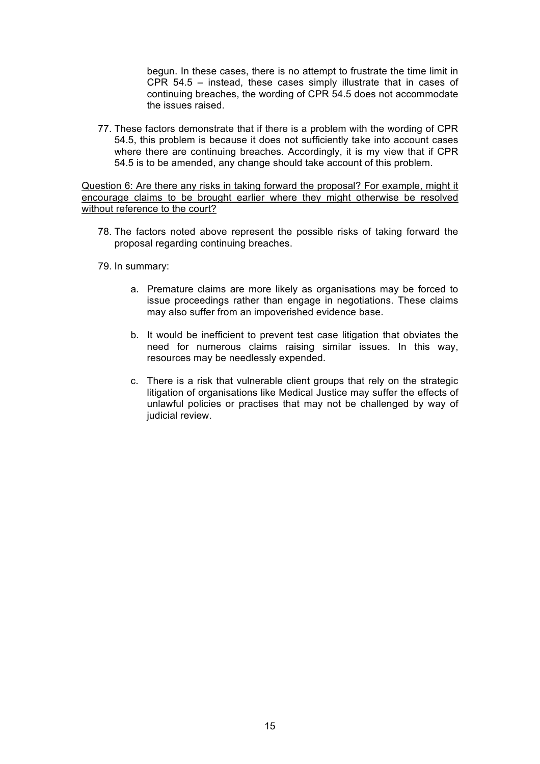begun. In these cases, there is no attempt to frustrate the time limit in CPR 54.5 – instead, these cases simply illustrate that in cases of continuing breaches, the wording of CPR 54.5 does not accommodate the issues raised.

77. These factors demonstrate that if there is a problem with the wording of CPR 54.5, this problem is because it does not sufficiently take into account cases where there are continuing breaches. Accordingly, it is my view that if CPR 54.5 is to be amended, any change should take account of this problem.

<u>Question 6: Are there any risks in taking forward the proposal? For example, might it encourage claims to be brought earlier where they might otherwise be resolved without reference to the court?</u>

78. The factors noted above represent the possible risks of taking forward the proposal regarding continuing breaches.

79. In summary:

    a. Premature claims are more likely as organisations may be forced to issue proceedings rather than engage in negotiations. These claims may also suffer from an impoverished evidence base.

    b. It would be inefficient to prevent test case litigation that obviates the need for numerous claims raising similar issues. In this way, resources may be needlessly expended.

    c. There is a risk that vulnerable client groups that rely on the strategic litigation of organisations like Medical Justice may suffer the effects of unlawful policies or practises that may not be challenged by way of judicial review.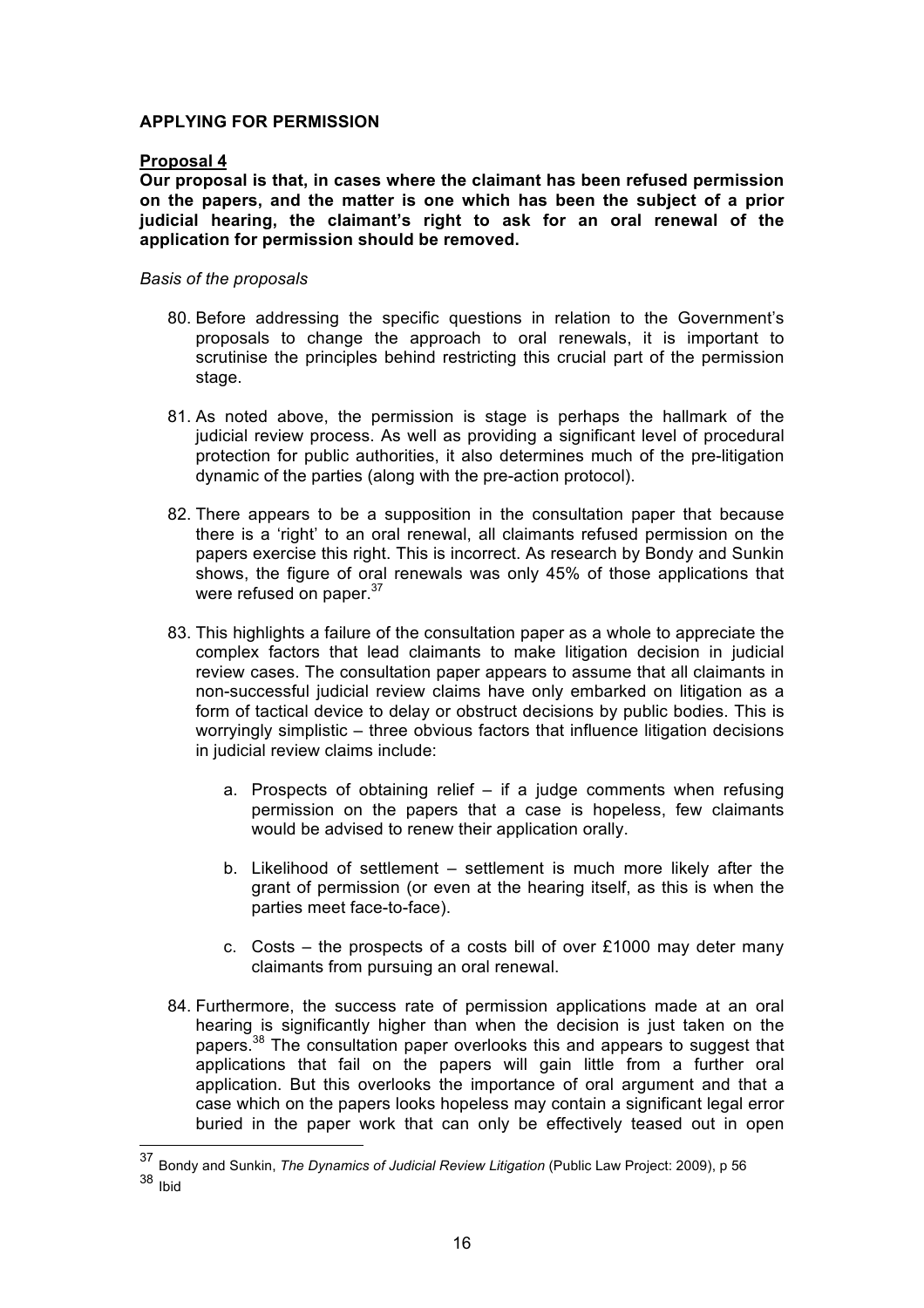**APPLYING FOR PERMISSION**

**Proposal 4**

**Our proposal is that, in cases where the claimant has been refused permission on the papers, and the matter is one which has been the subject of a prior judicial hearing, the claimant's right to ask for an oral renewal of the application for permission should be removed.**

*Basis of the proposals*

80. Before addressing the specific questions in relation to the Government's proposals to change the approach to oral renewals, it is important to scrutinise the principles behind restricting this crucial part of the permission stage.

81. As noted above, the permission is stage is perhaps the hallmark of the judicial review process. As well as providing a significant level of procedural protection for public authorities, it also determines much of the pre-litigation dynamic of the parties (along with the pre-action protocol).

82. There appears to be a supposition in the consultation paper that because there is a 'right' to an oral renewal, all claimants refused permission on the papers exercise this right. This is incorrect. As research by Bondy and Sunkin shows, the figure of oral renewals was only 45% of those applications that were refused on paper.[37]

83. This highlights a failure of the consultation paper as a whole to appreciate the complex factors that lead claimants to make litigation decision in judicial review cases. The consultation paper appears to assume that all claimants in non-successful judicial review claims have only embarked on litigation as a form of tactical device to delay or obstruct decisions by public bodies. This is worryingly simplistic – three obvious factors that influence litigation decisions in judicial review claims include:

    a. Prospects of obtaining relief – if a judge comments when refusing permission on the papers that a case is hopeless, few claimants would be advised to renew their application orally.

    b. Likelihood of settlement – settlement is much more likely after the grant of permission (or even at the hearing itself, as this is when the parties meet face-to-face).

    c. Costs – the prospects of a costs bill of over £1000 may deter many claimants from pursuing an oral renewal.

84. Furthermore, the success rate of permission applications made at an oral hearing is significantly higher than when the decision is just taken on the papers.[38] The consultation paper overlooks this and appears to suggest that applications that fail on the papers will gain little from a further oral application. But this overlooks the importance of oral argument and that a case which on the papers looks hopeless may contain a significant legal error buried in the paper work that can only be effectively teased out in open

---

[37] Bondy and Sunkin, *The Dynamics of Judicial Review Litigation* (Public Law Project: 2009), p 56

[38] Ibid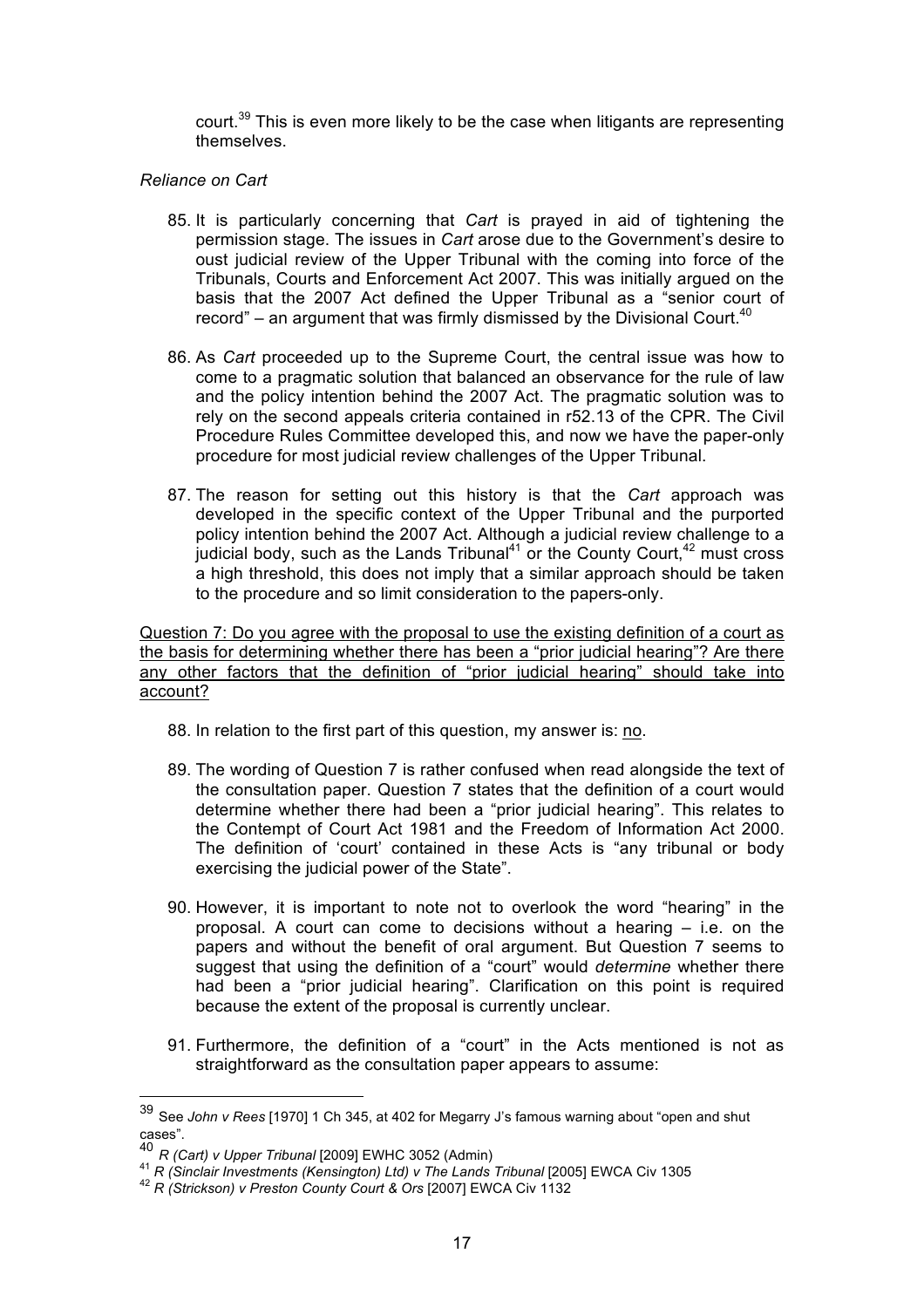court.[39] This is even more likely to be the case when litigants are representing themselves.

*Reliance on Cart*

85. It is particularly concerning that *Cart* is prayed in aid of tightening the permission stage. The issues in *Cart* arose due to the Government's desire to oust judicial review of the Upper Tribunal with the coming into force of the Tribunals, Courts and Enforcement Act 2007. This was initially argued on the basis that the 2007 Act defined the Upper Tribunal as a "senior court of record" – an argument that was firmly dismissed by the Divisional Court.[40]

86. As *Cart* proceeded up to the Supreme Court, the central issue was how to come to a pragmatic solution that balanced an observance for the rule of law and the policy intention behind the 2007 Act. The pragmatic solution was to rely on the second appeals criteria contained in r52.13 of the CPR. The Civil Procedure Rules Committee developed this, and now we have the paper-only procedure for most judicial review challenges of the Upper Tribunal.

87. The reason for setting out this history is that the *Cart* approach was developed in the specific context of the Upper Tribunal and the purported policy intention behind the 2007 Act. Although a judicial review challenge to a judicial body, such as the Lands Tribunal[41] or the County Court,[42] must cross a high threshold, this does not imply that a similar approach should be taken to the procedure and so limit consideration to the papers-only.

<u>Question 7: Do you agree with the proposal to use the existing definition of a court as the basis for determining whether there has been a "prior judicial hearing"? Are there any other factors that the definition of "prior judicial hearing" should take into account?</u>

88. In relation to the first part of this question, my answer is: <u>no</u>.

89. The wording of Question 7 is rather confused when read alongside the text of the consultation paper. Question 7 states that the definition of a court would determine whether there had been a "prior judicial hearing". This relates to the Contempt of Court Act 1981 and the Freedom of Information Act 2000. The definition of 'court' contained in these Acts is "any tribunal or body exercising the judicial power of the State".

90. However, it is important to note not to overlook the word "hearing" in the proposal. A court can come to decisions without a hearing – i.e. on the papers and without the benefit of oral argument. But Question 7 seems to suggest that using the definition of a "court" would *determine* whether there had been a "prior judicial hearing". Clarification on this point is required because the extent of the proposal is currently unclear.

91. Furthermore, the definition of a "court" in the Acts mentioned is not as straightforward as the consultation paper appears to assume:

---

[39] See *John v Rees* [1970] 1 Ch 345, at 402 for Megarry J's famous warning about "open and shut cases".

[40] *R (Cart) v Upper Tribunal* [2009] EWHC 3052 (Admin)

[41] *R (Sinclair Investments (Kensington) Ltd) v The Lands Tribunal* [2005] EWCA Civ 1305

[42] *R (Strickson) v Preston County Court & Ors* [2007] EWCA Civ 1132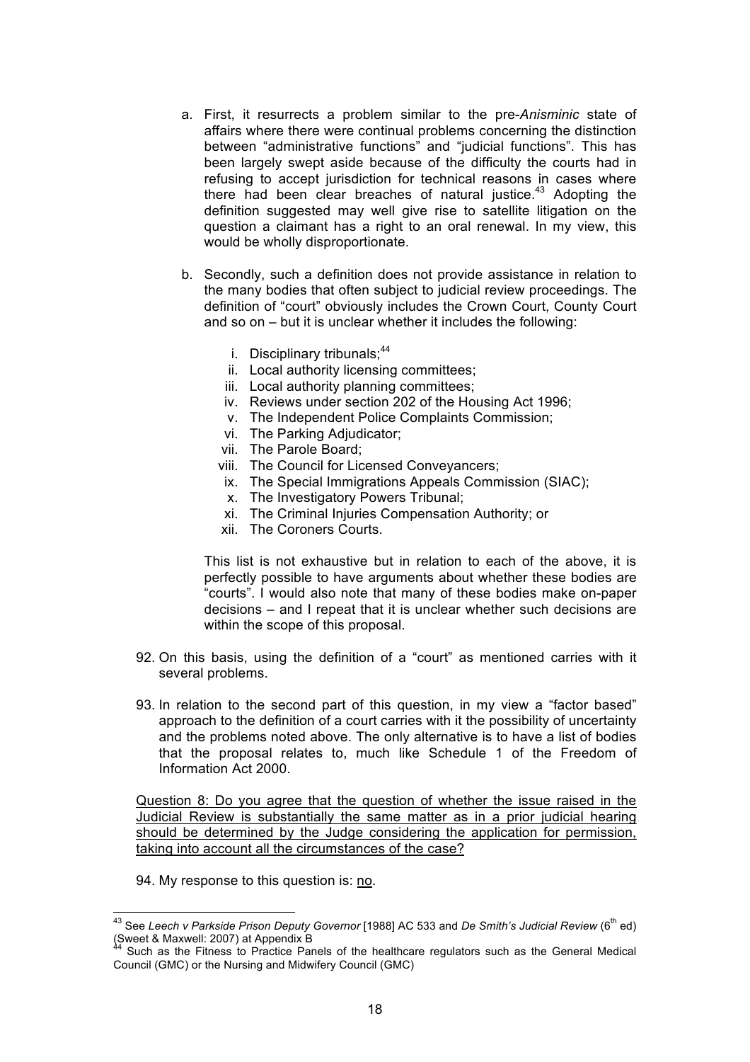a. First, it resurrects a problem similar to the pre-*Anisminic* state of affairs where there were continual problems concerning the distinction between "administrative functions" and "judicial functions". This has been largely swept aside because of the difficulty the courts had in refusing to accept jurisdiction for technical reasons in cases where there had been clear breaches of natural justice.[43] Adopting the definition suggested may well give rise to satellite litigation on the question a claimant has a right to an oral renewal. In my view, this would be wholly disproportionate.

b. Secondly, such a definition does not provide assistance in relation to the many bodies that often subject to judicial review proceedings. The definition of "court" obviously includes the Crown Court, County Court and so on – but it is unclear whether it includes the following:

   i. Disciplinary tribunals;[44]
   ii. Local authority licensing committees;
   iii. Local authority planning committees;
   iv. Reviews under section 202 of the Housing Act 1996;
   v. The Independent Police Complaints Commission;
   vi. The Parking Adjudicator;
   vii. The Parole Board;
   viii. The Council for Licensed Conveyancers;
   ix. The Special Immigrations Appeals Commission (SIAC);
   x. The Investigatory Powers Tribunal;
   xi. The Criminal Injuries Compensation Authority; or
   xii. The Coroners Courts.

   This list is not exhaustive but in relation to each of the above, it is perfectly possible to have arguments about whether these bodies are "courts". I would also note that many of these bodies make on-paper decisions – and I repeat that it is unclear whether such decisions are within the scope of this proposal.

92. On this basis, using the definition of a "court" as mentioned carries with it several problems.

93. In relation to the second part of this question, in my view a "factor based" approach to the definition of a court carries with it the possibility of uncertainty and the problems noted above. The only alternative is to have a list of bodies that the proposal relates to, much like Schedule 1 of the Freedom of Information Act 2000.

<u>Question 8: Do you agree that the question of whether the issue raised in the Judicial Review is substantially the same matter as in a prior judicial hearing should be determined by the Judge considering the application for permission, taking into account all the circumstances of the case?</u>

94. My response to this question is: <u>no</u>.

---

[43] See *Leech v Parkside Prison Deputy Governor* [1988] AC 533 and *De Smith's Judicial Review* (6th ed) (Sweet & Maxwell: 2007) at Appendix B

[44] Such as the Fitness to Practice Panels of the healthcare regulators such as the General Medical Council (GMC) or the Nursing and Midwifery Council (GMC)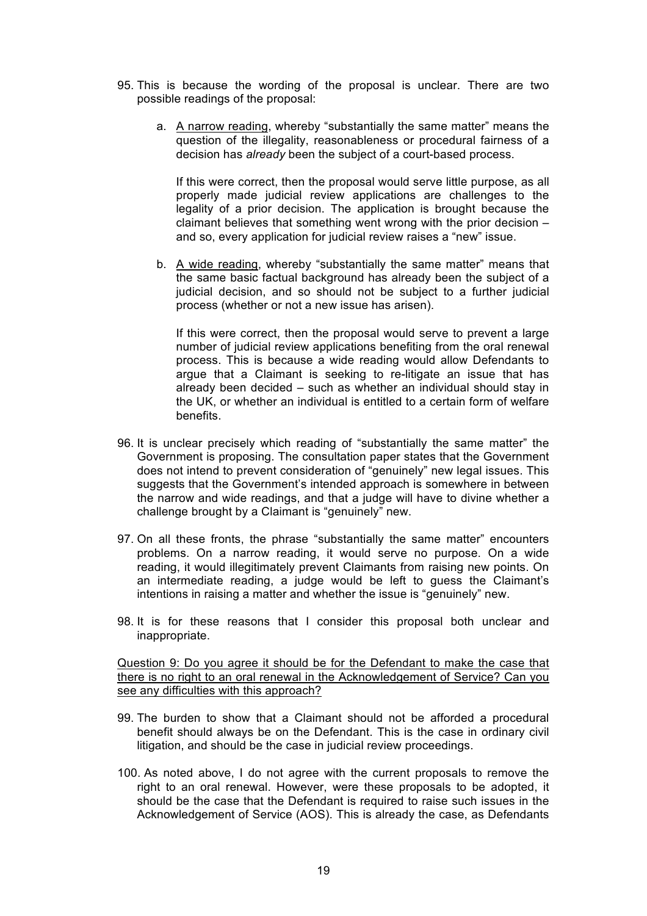95. This is because the wording of the proposal is unclear. There are two possible readings of the proposal:

    a. A narrow reading, whereby "substantially the same matter" means the question of the illegality, reasonableness or procedural fairness of a decision has *already* been the subject of a court-based process.

       If this were correct, then the proposal would serve little purpose, as all properly made judicial review applications are challenges to the legality of a prior decision. The application is brought because the claimant believes that something went wrong with the prior decision – and so, every application for judicial review raises a "new" issue.

    b. A wide reading, whereby "substantially the same matter" means that the same basic factual background has already been the subject of a judicial decision, and so should not be subject to a further judicial process (whether or not a new issue has arisen).

       If this were correct, then the proposal would serve to prevent a large number of judicial review applications benefiting from the oral renewal process. This is because a wide reading would allow Defendants to argue that a Claimant is seeking to re-litigate an issue that has already been decided – such as whether an individual should stay in the UK, or whether an individual is entitled to a certain form of welfare benefits.

96. It is unclear precisely which reading of "substantially the same matter" the Government is proposing. The consultation paper states that the Government does not intend to prevent consideration of "genuinely" new legal issues. This suggests that the Government's intended approach is somewhere in between the narrow and wide readings, and that a judge will have to divine whether a challenge brought by a Claimant is "genuinely" new.

97. On all these fronts, the phrase "substantially the same matter" encounters problems. On a narrow reading, it would serve no purpose. On a wide reading, it would illegitimately prevent Claimants from raising new points. On an intermediate reading, a judge would be left to guess the Claimant's intentions in raising a matter and whether the issue is "genuinely" new.

98. It is for these reasons that I consider this proposal both unclear and inappropriate.

Question 9: Do you agree it should be for the Defendant to make the case that there is no right to an oral renewal in the Acknowledgement of Service? Can you see any difficulties with this approach?

99. The burden to show that a Claimant should not be afforded a procedural benefit should always be on the Defendant. This is the case in ordinary civil litigation, and should be the case in judicial review proceedings.

100. As noted above, I do not agree with the current proposals to remove the right to an oral renewal. However, were these proposals to be adopted, it should be the case that the Defendant is required to raise such issues in the Acknowledgement of Service (AOS). This is already the case, as Defendants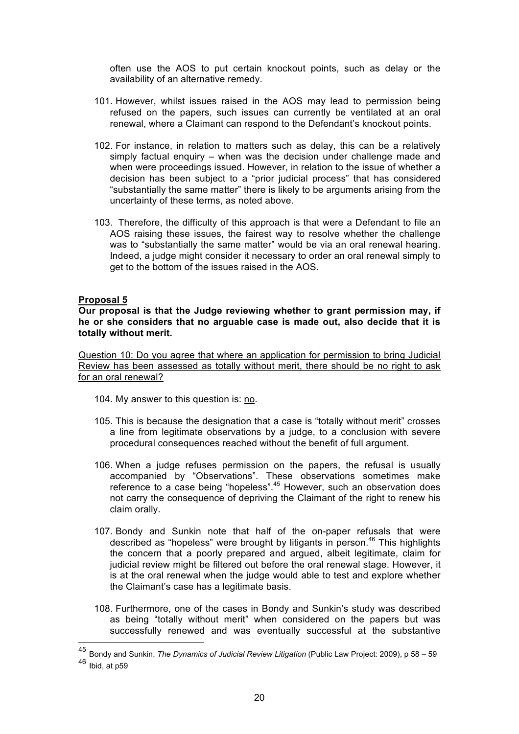often use the AOS to put certain knockout points, such as delay or the availability of an alternative remedy.

101. However, whilst issues raised in the AOS may lead to permission being refused on the papers, such issues can currently be ventilated at an oral renewal, where a Claimant can respond to the Defendant's knockout points.

102. For instance, in relation to matters such as delay, this can be a relatively simply factual enquiry – when was the decision under challenge made and when were proceedings issued. However, in relation to the issue of whether a decision has been subject to a "prior judicial process" that has considered "substantially the same matter" there is likely to be arguments arising from the uncertainty of these terms, as noted above.

103. Therefore, the difficulty of this approach is that were a Defendant to file an AOS raising these issues, the fairest way to resolve whether the challenge was to "substantially the same matter" would be via an oral renewal hearing. Indeed, a judge might consider it necessary to order an oral renewal simply to get to the bottom of the issues raised in the AOS.

**Proposal 5**

**Our proposal is that the Judge reviewing whether to grant permission may, if he or she considers that no arguable case is made out, also decide that it is totally without merit.**

Question 10: Do you agree that where an application for permission to bring Judicial Review has been assessed as totally without merit, there should be no right to ask for an oral renewal?

104. My answer to this question is: no.

105. This is because the designation that a case is "totally without merit" crosses a line from legitimate observations by a judge, to a conclusion with severe procedural consequences reached without the benefit of full argument.

106. When a judge refuses permission on the papers, the refusal is usually accompanied by "Observations". These observations sometimes make reference to a case being "hopeless".[45] However, such an observation does not carry the consequence of depriving the Claimant of the right to renew his claim orally.

107. Bondy and Sunkin note that half of the on-paper refusals that were described as "hopeless" were brought by litigants in person.[46] This highlights the concern that a poorly prepared and argued, albeit legitimate, claim for judicial review might be filtered out before the oral renewal stage. However, it is at the oral renewal when the judge would able to test and explore whether the Claimant's case has a legitimate basis.

108. Furthermore, one of the cases in Bondy and Sunkin's study was described as being "totally without merit" when considered on the papers but was successfully renewed and was eventually successful at the substantive

---

[45] Bondy and Sunkin, *The Dynamics of Judicial Review Litigation* (Public Law Project: 2009), p 58 – 59

[46] Ibid, at p59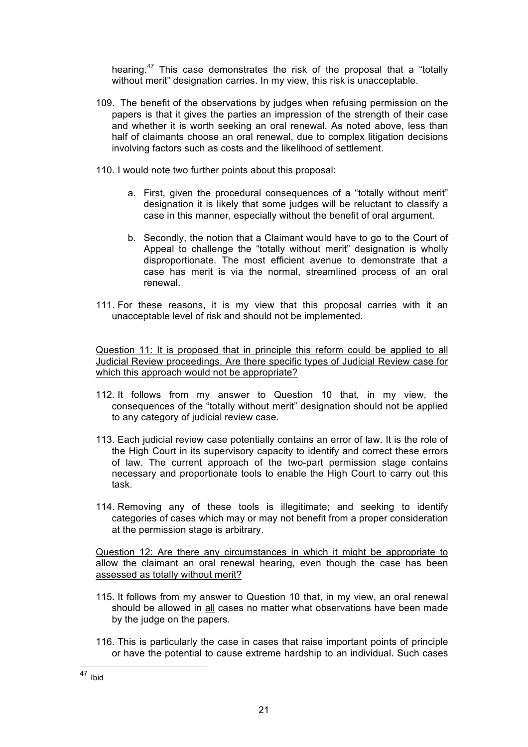hearing.[47] This case demonstrates the risk of the proposal that a "totally without merit" designation carries. In my view, this risk is unacceptable.

109. The benefit of the observations by judges when refusing permission on the papers is that it gives the parties an impression of the strength of their case and whether it is worth seeking an oral renewal. As noted above, less than half of claimants choose an oral renewal, due to complex litigation decisions involving factors such as costs and the likelihood of settlement.

110. I would note two further points about this proposal:

    a. First, given the procedural consequences of a "totally without merit" designation it is likely that some judges will be reluctant to classify a case in this manner, especially without the benefit of oral argument.

    b. Secondly, the notion that a Claimant would have to go to the Court of Appeal to challenge the "totally without merit" designation is wholly disproportionate. The most efficient avenue to demonstrate that a case has merit is via the normal, streamlined process of an oral renewal.

111. For these reasons, it is my view that this proposal carries with it an unacceptable level of risk and should not be implemented.

<u>Question 11: It is proposed that in principle this reform could be applied to all Judicial Review proceedings. Are there specific types of Judicial Review case for which this approach would not be appropriate?</u>

112. It follows from my answer to Question 10 that, in my view, the consequences of the "totally without merit" designation should not be applied to any category of judicial review case.

113. Each judicial review case potentially contains an error of law. It is the role of the High Court in its supervisory capacity to identify and correct these errors of law. The current approach of the two-part permission stage contains necessary and proportionate tools to enable the High Court to carry out this task.

114. Removing any of these tools is illegitimate; and seeking to identify categories of cases which may or may not benefit from a proper consideration at the permission stage is arbitrary.

<u>Question 12: Are there any circumstances in which it might be appropriate to allow the claimant an oral renewal hearing, even though the case has been assessed as totally without merit?</u>

115. It follows from my answer to Question 10 that, in my view, an oral renewal should be allowed in <u>all</u> cases no matter what observations have been made by the judge on the papers.

116. This is particularly the case in cases that raise important points of principle or have the potential to cause extreme hardship to an individual. Such cases

[47] Ibid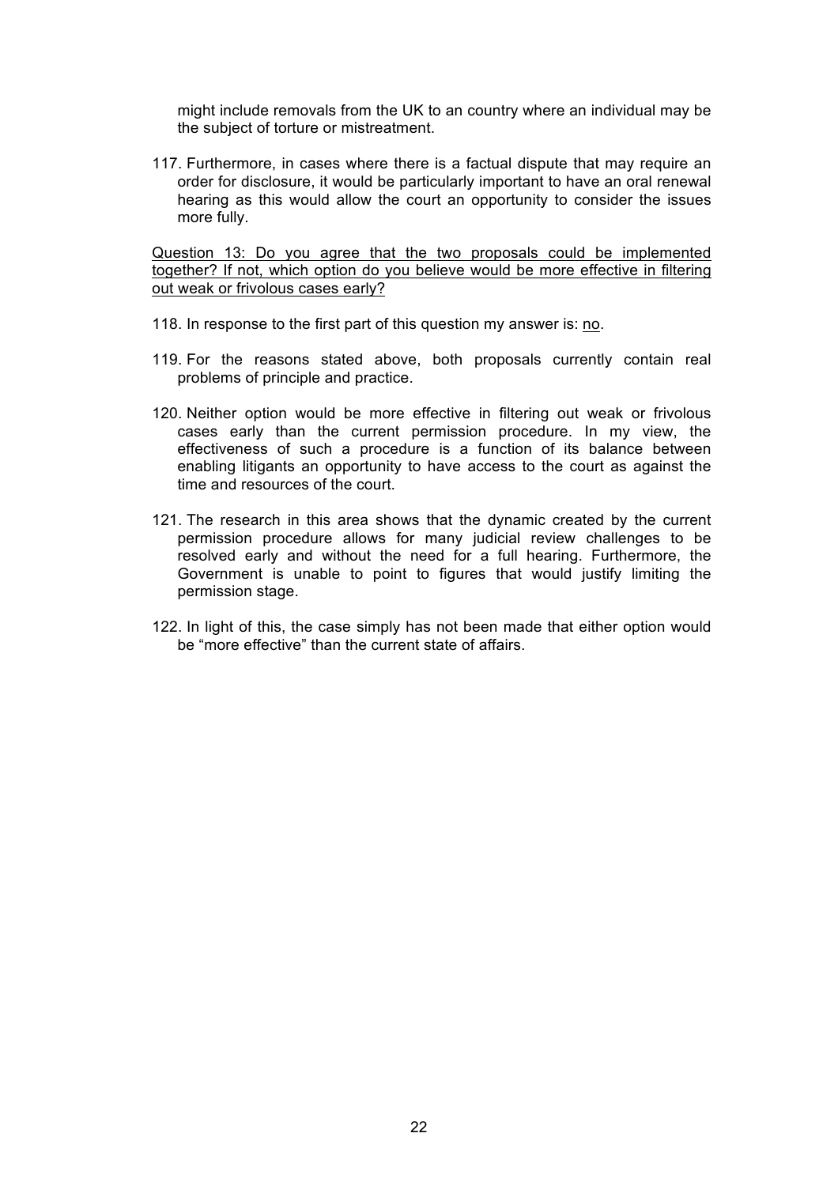might include removals from the UK to an country where an individual may be the subject of torture or mistreatment.

117. Furthermore, in cases where there is a factual dispute that may require an order for disclosure, it would be particularly important to have an oral renewal hearing as this would allow the court an opportunity to consider the issues more fully.

<u>Question 13: Do you agree that the two proposals could be implemented together? If not, which option do you believe would be more effective in filtering out weak or frivolous cases early?</u>

118. In response to the first part of this question my answer is: <u>no</u>.

119. For the reasons stated above, both proposals currently contain real problems of principle and practice.

120. Neither option would be more effective in filtering out weak or frivolous cases early than the current permission procedure. In my view, the effectiveness of such a procedure is a function of its balance between enabling litigants an opportunity to have access to the court as against the time and resources of the court.

121. The research in this area shows that the dynamic created by the current permission procedure allows for many judicial review challenges to be resolved early and without the need for a full hearing. Furthermore, the Government is unable to point to figures that would justify limiting the permission stage.

122. In light of this, the case simply has not been made that either option would be "more effective" than the current state of affairs.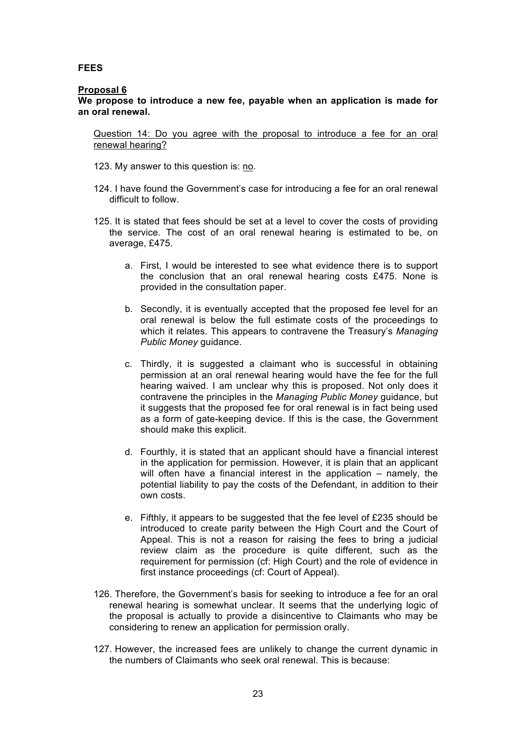**FEES**

**Proposal 6**

**We propose to introduce a new fee, payable when an application is made for an oral renewal.**

<u>Question 14: Do you agree with the proposal to introduce a fee for an oral renewal hearing?</u>

123. My answer to this question is: <u>no</u>.

124. I have found the Government's case for introducing a fee for an oral renewal difficult to follow.

125. It is stated that fees should be set at a level to cover the costs of providing the service. The cost of an oral renewal hearing is estimated to be, on average, £475.

   a. First, I would be interested to see what evidence there is to support the conclusion that an oral renewal hearing costs £475. None is provided in the consultation paper.

   b. Secondly, it is eventually accepted that the proposed fee level for an oral renewal is below the full estimate costs of the proceedings to which it relates. This appears to contravene the Treasury's *Managing Public Money* guidance.

   c. Thirdly, it is suggested a claimant who is successful in obtaining permission at an oral renewal hearing would have the fee for the full hearing waived. I am unclear why this is proposed. Not only does it contravene the principles in the *Managing Public Money* guidance, but it suggests that the proposed fee for oral renewal is in fact being used as a form of gate-keeping device. If this is the case, the Government should make this explicit.

   d. Fourthly, it is stated that an applicant should have a financial interest in the application for permission. However, it is plain that an applicant will often have a financial interest in the application – namely, the potential liability to pay the costs of the Defendant, in addition to their own costs.

   e. Fifthly, it appears to be suggested that the fee level of £235 should be introduced to create parity between the High Court and the Court of Appeal. This is not a reason for raising the fees to bring a judicial review claim as the procedure is quite different, such as the requirement for permission (cf: High Court) and the role of evidence in first instance proceedings (cf: Court of Appeal).

126. Therefore, the Government's basis for seeking to introduce a fee for an oral renewal hearing is somewhat unclear. It seems that the underlying logic of the proposal is actually to provide a disincentive to Claimants who may be considering to renew an application for permission orally.

127. However, the increased fees are unlikely to change the current dynamic in the numbers of Claimants who seek oral renewal. This is because: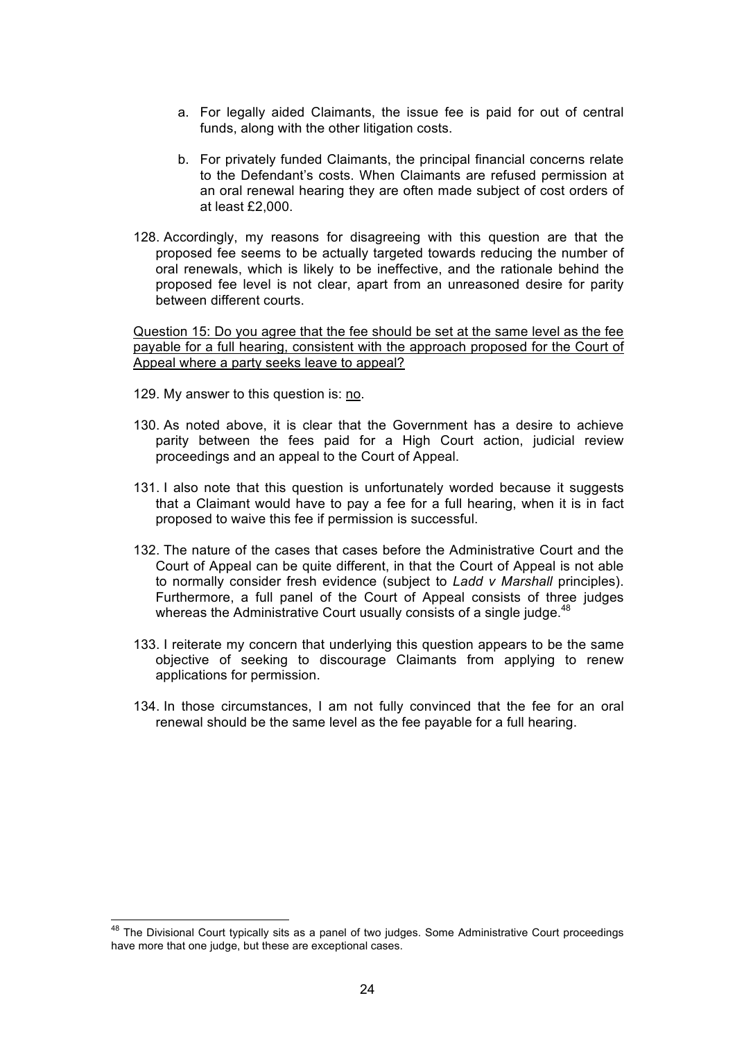a. For legally aided Claimants, the issue fee is paid for out of central funds, along with the other litigation costs.

b. For privately funded Claimants, the principal financial concerns relate to the Defendant's costs. When Claimants are refused permission at an oral renewal hearing they are often made subject of cost orders of at least £2,000.

128. Accordingly, my reasons for disagreeing with this question are that the proposed fee seems to be actually targeted towards reducing the number of oral renewals, which is likely to be ineffective, and the rationale behind the proposed fee level is not clear, apart from an unreasoned desire for parity between different courts.

<u>Question 15: Do you agree that the fee should be set at the same level as the fee payable for a full hearing, consistent with the approach proposed for the Court of Appeal where a party seeks leave to appeal?</u>

129. My answer to this question is: <u>no</u>.

130. As noted above, it is clear that the Government has a desire to achieve parity between the fees paid for a High Court action, judicial review proceedings and an appeal to the Court of Appeal.

131. I also note that this question is unfortunately worded because it suggests that a Claimant would have to pay a fee for a full hearing, when it is in fact proposed to waive this fee if permission is successful.

132. The nature of the cases that cases before the Administrative Court and the Court of Appeal can be quite different, in that the Court of Appeal is not able to normally consider fresh evidence (subject to *Ladd v Marshall* principles). Furthermore, a full panel of the Court of Appeal consists of three judges whereas the Administrative Court usually consists of a single judge.[48]

133. I reiterate my concern that underlying this question appears to be the same objective of seeking to discourage Claimants from applying to renew applications for permission.

134. In those circumstances, I am not fully convinced that the fee for an oral renewal should be the same level as the fee payable for a full hearing.

---

[48] The Divisional Court typically sits as a panel of two judges. Some Administrative Court proceedings have more that one judge, but these are exceptional cases.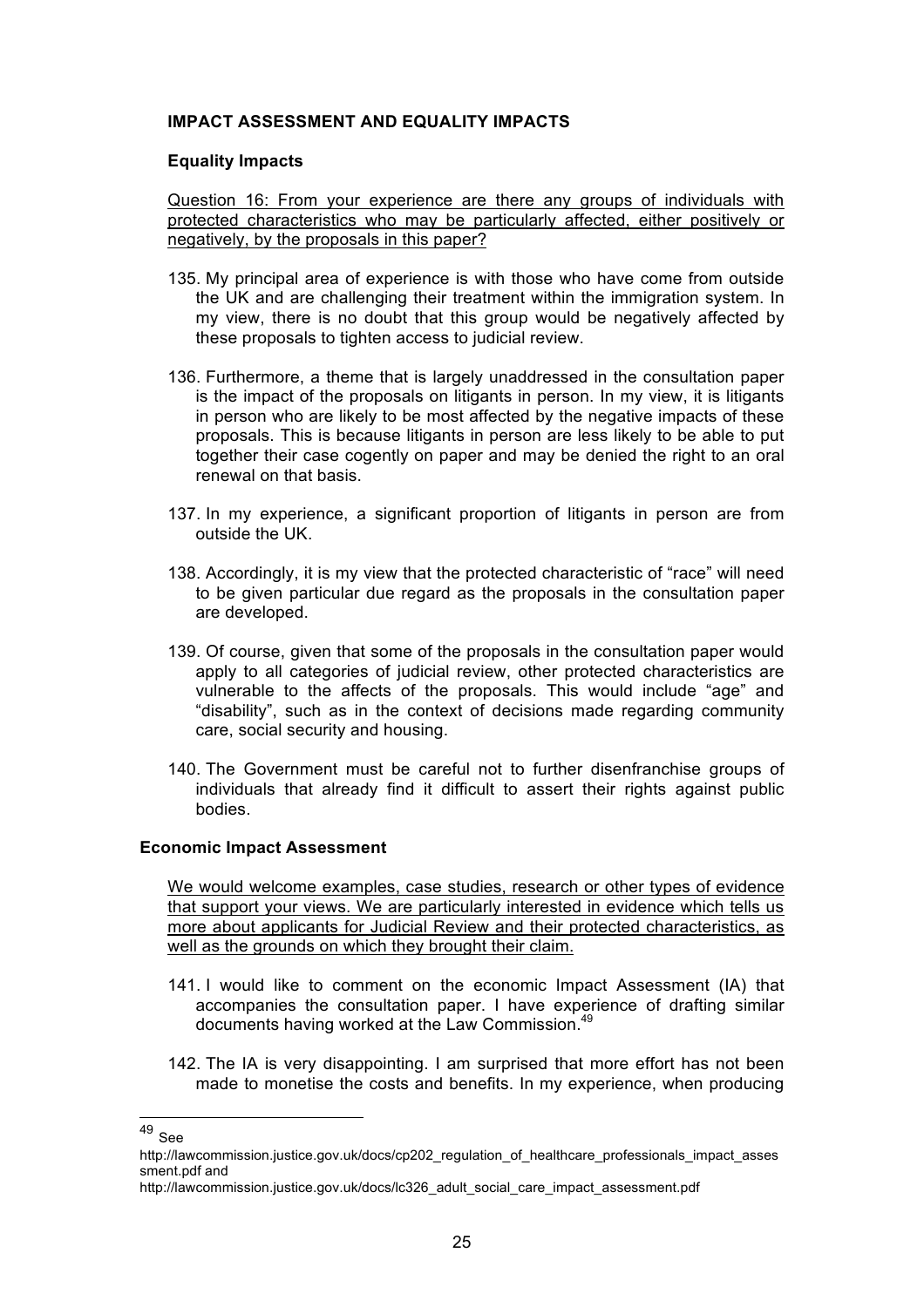## IMPACT ASSESSMENT AND EQUALITY IMPACTS

### Equality Impacts

Question 16: From your experience are there any groups of individuals with protected characteristics who may be particularly affected, either positively or negatively, by the proposals in this paper?

135. My principal area of experience is with those who have come from outside the UK and are challenging their treatment within the immigration system. In my view, there is no doubt that this group would be negatively affected by these proposals to tighten access to judicial review.

136. Furthermore, a theme that is largely unaddressed in the consultation paper is the impact of the proposals on litigants in person. In my view, it is litigants in person who are likely to be most affected by the negative impacts of these proposals. This is because litigants in person are less likely to be able to put together their case cogently on paper and may be denied the right to an oral renewal on that basis.

137. In my experience, a significant proportion of litigants in person are from outside the UK.

138. Accordingly, it is my view that the protected characteristic of "race" will need to be given particular due regard as the proposals in the consultation paper are developed.

139. Of course, given that some of the proposals in the consultation paper would apply to all categories of judicial review, other protected characteristics are vulnerable to the affects of the proposals. This would include "age" and "disability", such as in the context of decisions made regarding community care, social security and housing.

140. The Government must be careful not to further disenfranchise groups of individuals that already find it difficult to assert their rights against public bodies.

### Economic Impact Assessment

We would welcome examples, case studies, research or other types of evidence that support your views. We are particularly interested in evidence which tells us more about applicants for Judicial Review and their protected characteristics, as well as the grounds on which they brought their claim.

141. I would like to comment on the economic Impact Assessment (IA) that accompanies the consultation paper. I have experience of drafting similar documents having worked at the Law Commission.[49]

142. The IA is very disappointing. I am surprised that more effort has not been made to monetise the costs and benefits. In my experience, when producing

---

[49] See http://lawcommission.justice.gov.uk/docs/cp202_regulation_of_healthcare_professionals_impact_assessment.pdf and http://lawcommission.justice.gov.uk/docs/lc326_adult_social_care_impact_assessment.pdf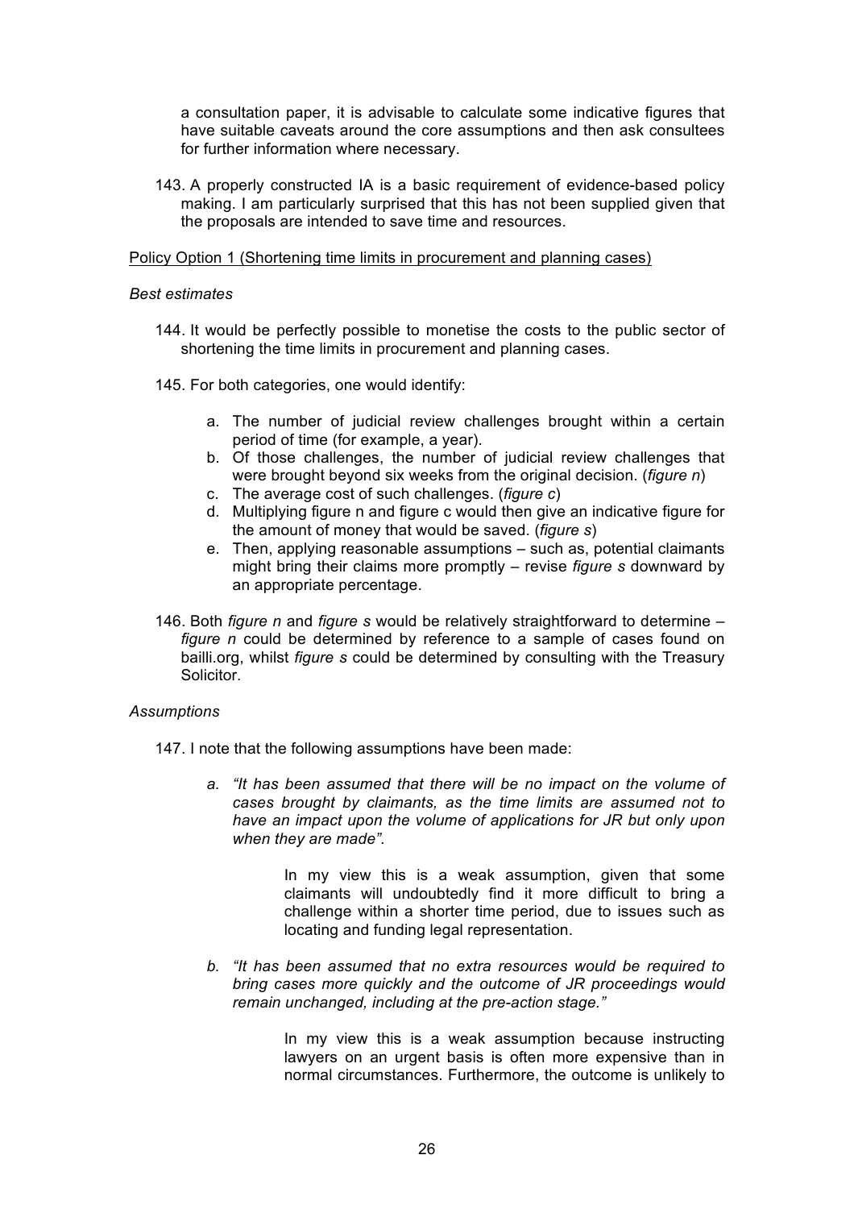a consultation paper, it is advisable to calculate some indicative figures that have suitable caveats around the core assumptions and then ask consultees for further information where necessary.

143. A properly constructed IA is a basic requirement of evidence-based policy making. I am particularly surprised that this has not been supplied given that the proposals are intended to save time and resources.

<u>Policy Option 1 (Shortening time limits in procurement and planning cases)</u>

*Best estimates*

144. It would be perfectly possible to monetise the costs to the public sector of shortening the time limits in procurement and planning cases.

145. For both categories, one would identify:

   a. The number of judicial review challenges brought within a certain period of time (for example, a year).
   b. Of those challenges, the number of judicial review challenges that were brought beyond six weeks from the original decision. (*figure n*)
   c. The average cost of such challenges. (*figure c*)
   d. Multiplying figure n and figure c would then give an indicative figure for the amount of money that would be saved. (*figure s*)
   e. Then, applying reasonable assumptions – such as, potential claimants might bring their claims more promptly – revise *figure s* downward by an appropriate percentage.

146. Both *figure n* and *figure s* would be relatively straightforward to determine – *figure n* could be determined by reference to a sample of cases found on bailli.org, whilst *figure s* could be determined by consulting with the Treasury Solicitor.

*Assumptions*

147. I note that the following assumptions have been made:

   *a. "It has been assumed that there will be no impact on the volume of cases brought by claimants, as the time limits are assumed not to have an impact upon the volume of applications for JR but only upon when they are made".*

   In my view this is a weak assumption, given that some claimants will undoubtedly find it more difficult to bring a challenge within a shorter time period, due to issues such as locating and funding legal representation.

   *b. "It has been assumed that no extra resources would be required to bring cases more quickly and the outcome of JR proceedings would remain unchanged, including at the pre-action stage."*

   In my view this is a weak assumption because instructing lawyers on an urgent basis is often more expensive than in normal circumstances. Furthermore, the outcome is unlikely to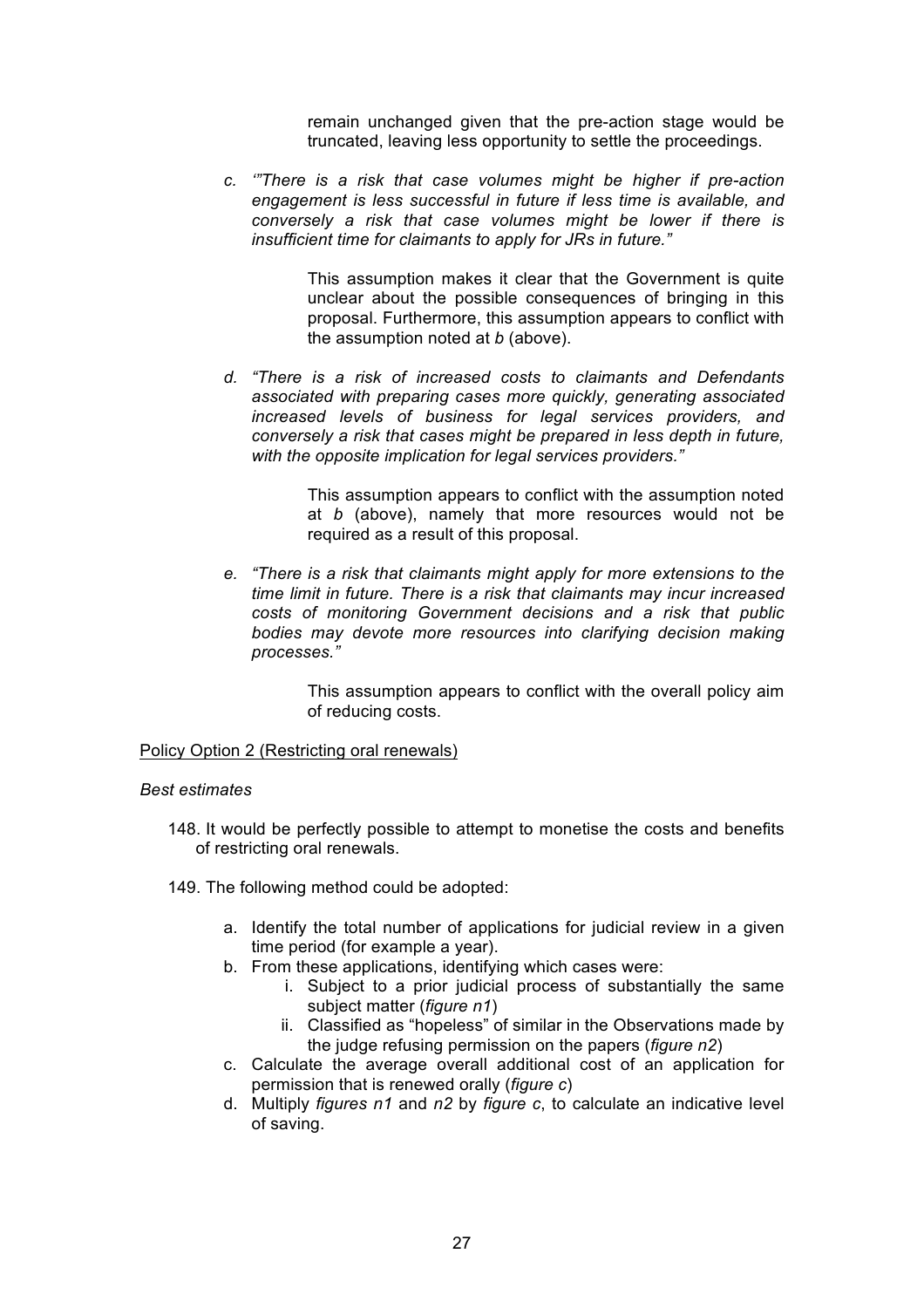remain unchanged given that the pre-action stage would be truncated, leaving less opportunity to settle the proceedings.

c. *'"There is a risk that case volumes might be higher if pre-action engagement is less successful in future if less time is available, and conversely a risk that case volumes might be lower if there is insufficient time for claimants to apply for JRs in future."*

    This assumption makes it clear that the Government is quite unclear about the possible consequences of bringing in this proposal. Furthermore, this assumption appears to conflict with the assumption noted at *b* (above).

d. *"There is a risk of increased costs to claimants and Defendants associated with preparing cases more quickly, generating associated increased levels of business for legal services providers, and conversely a risk that cases might be prepared in less depth in future, with the opposite implication for legal services providers."*

    This assumption appears to conflict with the assumption noted at *b* (above), namely that more resources would not be required as a result of this proposal.

e. *"There is a risk that claimants might apply for more extensions to the time limit in future. There is a risk that claimants may incur increased costs of monitoring Government decisions and a risk that public bodies may devote more resources into clarifying decision making processes."*

    This assumption appears to conflict with the overall policy aim of reducing costs.

Policy Option 2 (Restricting oral renewals)

*Best estimates*

148. It would be perfectly possible to attempt to monetise the costs and benefits of restricting oral renewals.

149. The following method could be adopted:

a. Identify the total number of applications for judicial review in a given time period (for example a year).
b. From these applications, identifying which cases were:
    i. Subject to a prior judicial process of substantially the same subject matter (*figure n1*)
    ii. Classified as "hopeless" of similar in the Observations made by the judge refusing permission on the papers (*figure n2*)
c. Calculate the average overall additional cost of an application for permission that is renewed orally (*figure c*)
d. Multiply *figures n1* and *n2* by *figure c*, to calculate an indicative level of saving.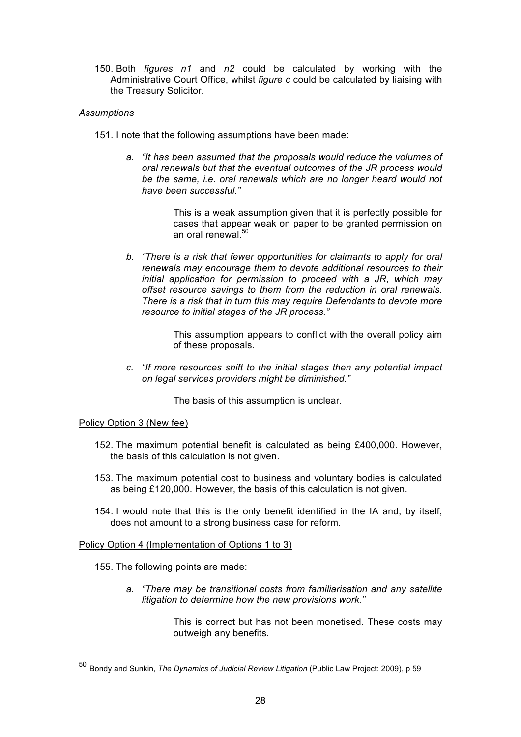150. Both *figures n1* and *n2* could be calculated by working with the Administrative Court Office, whilst *figure c* could be calculated by liaising with the Treasury Solicitor.

*Assumptions*

151. I note that the following assumptions have been made:

   a. *"It has been assumed that the proposals would reduce the volumes of oral renewals but that the eventual outcomes of the JR process would be the same, i.e. oral renewals which are no longer heard would not have been successful."*

      This is a weak assumption given that it is perfectly possible for cases that appear weak on paper to be granted permission on an oral renewal.[50]

   b. *"There is a risk that fewer opportunities for claimants to apply for oral renewals may encourage them to devote additional resources to their initial application for permission to proceed with a JR, which may offset resource savings to them from the reduction in oral renewals. There is a risk that in turn this may require Defendants to devote more resource to initial stages of the JR process."*

      This assumption appears to conflict with the overall policy aim of these proposals.

   c. *"If more resources shift to the initial stages then any potential impact on legal services providers might be diminished."*

      The basis of this assumption is unclear.

<u>Policy Option 3 (New fee)</u>

152. The maximum potential benefit is calculated as being £400,000. However, the basis of this calculation is not given.

153. The maximum potential cost to business and voluntary bodies is calculated as being £120,000. However, the basis of this calculation is not given.

154. I would note that this is the only benefit identified in the IA and, by itself, does not amount to a strong business case for reform.

<u>Policy Option 4 (Implementation of Options 1 to 3)</u>

155. The following points are made:

   a. *"There may be transitional costs from familiarisation and any satellite litigation to determine how the new provisions work."*

      This is correct but has not been monetised. These costs may outweigh any benefits.

---

[50] Bondy and Sunkin, *The Dynamics of Judicial Review Litigation* (Public Law Project: 2009), p 59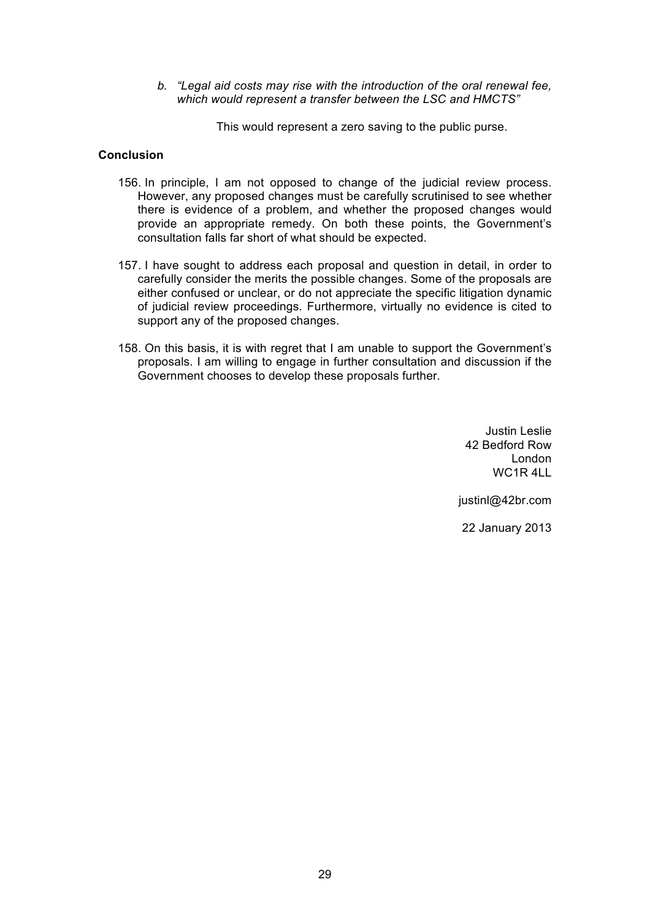b. *"Legal aid costs may rise with the introduction of the oral renewal fee, which would represent a transfer between the LSC and HMCTS"*

   This would represent a zero saving to the public purse.

**Conclusion**

156. In principle, I am not opposed to change of the judicial review process. However, any proposed changes must be carefully scrutinised to see whether there is evidence of a problem, and whether the proposed changes would provide an appropriate remedy. On both these points, the Government's consultation falls far short of what should be expected.

157. I have sought to address each proposal and question in detail, in order to carefully consider the merits the possible changes. Some of the proposals are either confused or unclear, or do not appreciate the specific litigation dynamic of judicial review proceedings. Furthermore, virtually no evidence is cited to support any of the proposed changes.

158. On this basis, it is with regret that I am unable to support the Government's proposals. I am willing to engage in further consultation and discussion if the Government chooses to develop these proposals further.

Justin Leslie
42 Bedford Row
London
WC1R 4LL

justinl@42br.com

22 January 2013